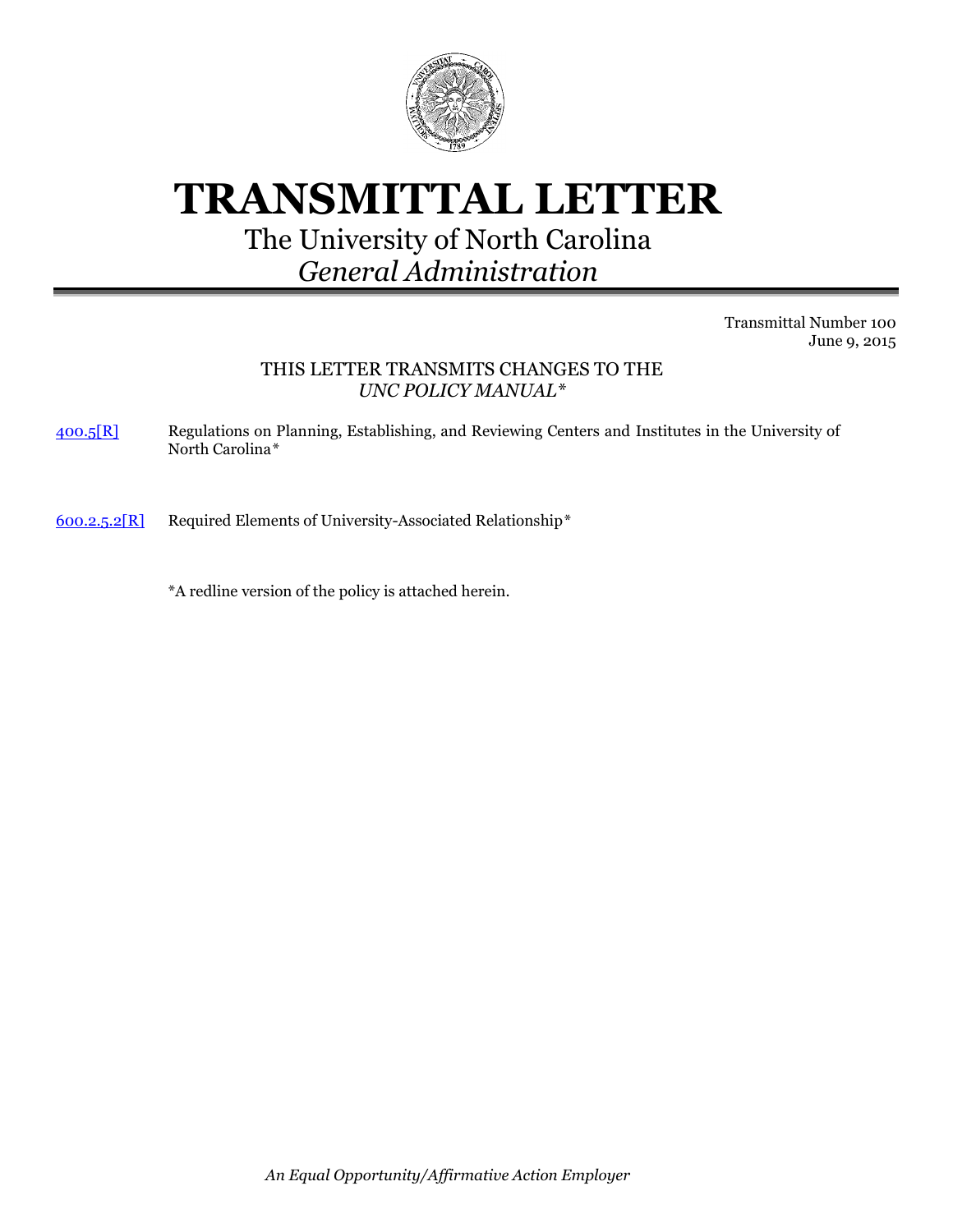# TRANSMITTAL LETTER

The University of North Carolina

*General Administration*

Transmittal Number 100
June 9, 2015

THIS LETTER TRANSMITS CHANGES TO THE
*UNC POLICY MANUAL**

400.5[R] Regulations on Planning, Establishing, and Reviewing Centers and Institutes in the University of North Carolina*

600.2.5.2[R] Required Elements of University-Associated Relationship*

*A redline version of the policy is attached herein.

*An Equal Opportunity/Affirmative Action Employer*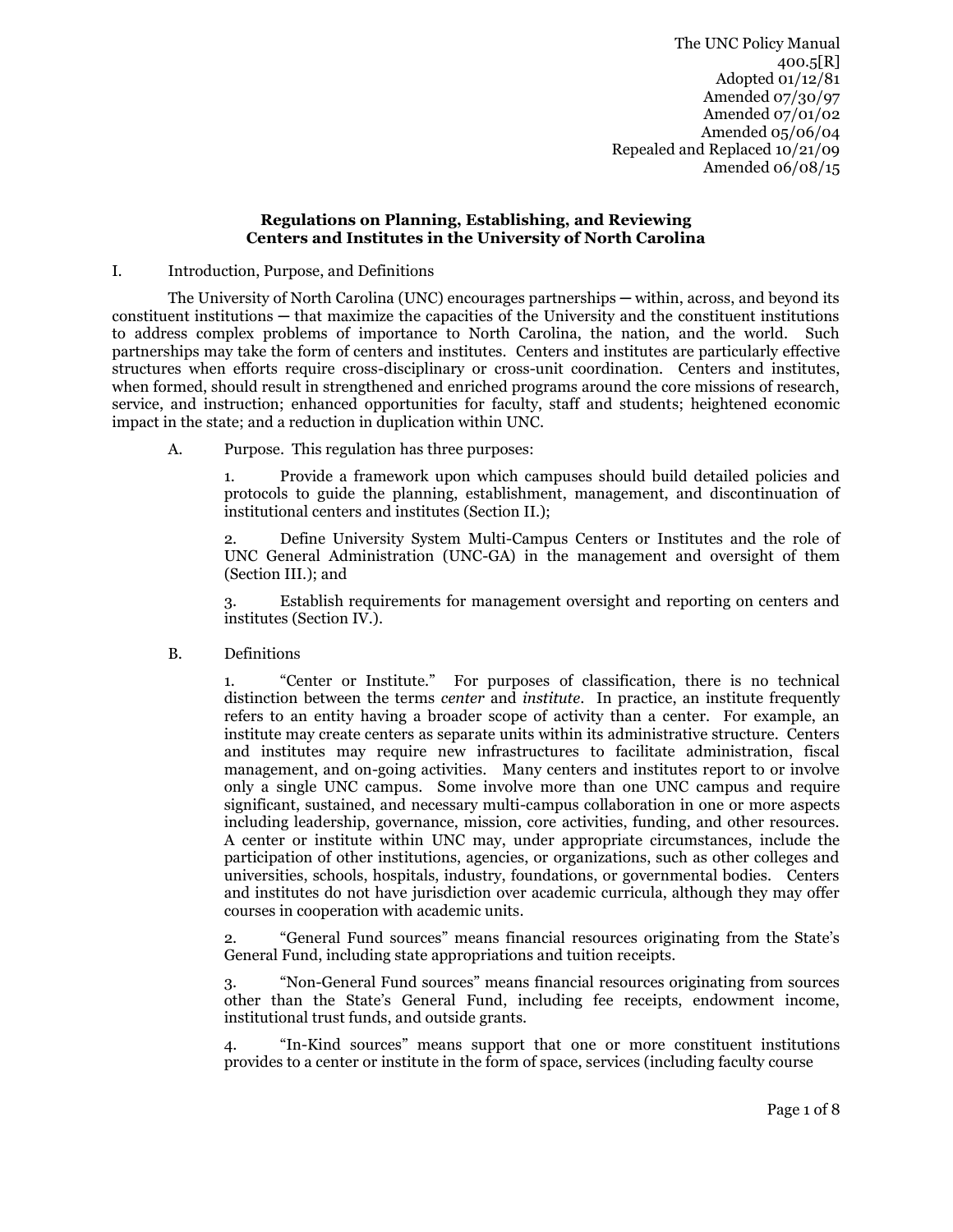The UNC Policy Manual
400.5[R]
Adopted 01/12/81
Amended 07/30/97
Amended 07/01/02
Amended 05/06/04
Repealed and Replaced 10/21/09
Amended 06/08/15

**Regulations on Planning, Establishing, and Reviewing Centers and Institutes in the University of North Carolina**

I. Introduction, Purpose, and Definitions

The University of North Carolina (UNC) encourages partnerships ─ within, across, and beyond its constituent institutions ─ that maximize the capacities of the University and the constituent institutions to address complex problems of importance to North Carolina, the nation, and the world. Such partnerships may take the form of centers and institutes. Centers and institutes are particularly effective structures when efforts require cross-disciplinary or cross-unit coordination. Centers and institutes, when formed, should result in strengthened and enriched programs around the core missions of research, service, and instruction; enhanced opportunities for faculty, staff and students; heightened economic impact in the state; and a reduction in duplication within UNC.

A. Purpose. This regulation has three purposes:

1. Provide a framework upon which campuses should build detailed policies and protocols to guide the planning, establishment, management, and discontinuation of institutional centers and institutes (Section II.);

2. Define University System Multi-Campus Centers or Institutes and the role of UNC General Administration (UNC-GA) in the management and oversight of them (Section III.); and

3. Establish requirements for management oversight and reporting on centers and institutes (Section IV.).

B. Definitions

1. "Center or Institute." For purposes of classification, there is no technical distinction between the terms *center* and *institute*. In practice, an institute frequently refers to an entity having a broader scope of activity than a center. For example, an institute may create centers as separate units within its administrative structure. Centers and institutes may require new infrastructures to facilitate administration, fiscal management, and on-going activities. Many centers and institutes report to or involve only a single UNC campus. Some involve more than one UNC campus and require significant, sustained, and necessary multi-campus collaboration in one or more aspects including leadership, governance, mission, core activities, funding, and other resources. A center or institute within UNC may, under appropriate circumstances, include the participation of other institutions, agencies, or organizations, such as other colleges and universities, schools, hospitals, industry, foundations, or governmental bodies. Centers and institutes do not have jurisdiction over academic curricula, although they may offer courses in cooperation with academic units.

2. "General Fund sources" means financial resources originating from the State's General Fund, including state appropriations and tuition receipts.

3. "Non-General Fund sources" means financial resources originating from sources other than the State's General Fund, including fee receipts, endowment income, institutional trust funds, and outside grants.

4. "In-Kind sources" means support that one or more constituent institutions provides to a center or institute in the form of space, services (including faculty course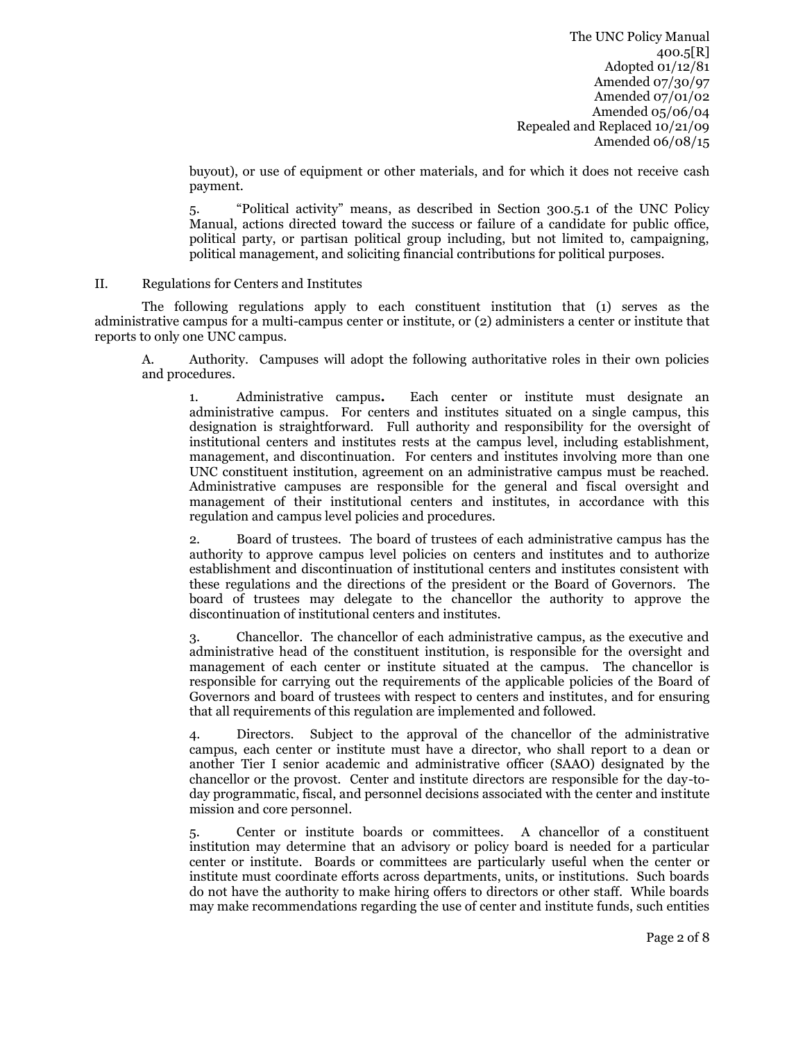buyout), or use of equipment or other materials, and for which it does not receive cash payment.

5. "Political activity" means, as described in Section 300.5.1 of the UNC Policy Manual, actions directed toward the success or failure of a candidate for public office, political party, or partisan political group including, but not limited to, campaigning, political management, and soliciting financial contributions for political purposes.

II. Regulations for Centers and Institutes

The following regulations apply to each constituent institution that (1) serves as the administrative campus for a multi-campus center or institute, or (2) administers a center or institute that reports to only one UNC campus.

A. Authority. Campuses will adopt the following authoritative roles in their own policies and procedures.

1. Administrative campus**.** Each center or institute must designate an administrative campus. For centers and institutes situated on a single campus, this designation is straightforward. Full authority and responsibility for the oversight of institutional centers and institutes rests at the campus level, including establishment, management, and discontinuation. For centers and institutes involving more than one UNC constituent institution, agreement on an administrative campus must be reached. Administrative campuses are responsible for the general and fiscal oversight and management of their institutional centers and institutes, in accordance with this regulation and campus level policies and procedures.

2. Board of trustees. The board of trustees of each administrative campus has the authority to approve campus level policies on centers and institutes and to authorize establishment and discontinuation of institutional centers and institutes consistent with these regulations and the directions of the president or the Board of Governors. The board of trustees may delegate to the chancellor the authority to approve the discontinuation of institutional centers and institutes.

3. Chancellor. The chancellor of each administrative campus, as the executive and administrative head of the constituent institution, is responsible for the oversight and management of each center or institute situated at the campus. The chancellor is responsible for carrying out the requirements of the applicable policies of the Board of Governors and board of trustees with respect to centers and institutes, and for ensuring that all requirements of this regulation are implemented and followed.

4. Directors. Subject to the approval of the chancellor of the administrative campus, each center or institute must have a director, who shall report to a dean or another Tier I senior academic and administrative officer (SAAO) designated by the chancellor or the provost. Center and institute directors are responsible for the day-to-day programmatic, fiscal, and personnel decisions associated with the center and institute mission and core personnel.

5. Center or institute boards or committees. A chancellor of a constituent institution may determine that an advisory or policy board is needed for a particular center or institute. Boards or committees are particularly useful when the center or institute must coordinate efforts across departments, units, or institutions. Such boards do not have the authority to make hiring offers to directors or other staff. While boards may make recommendations regarding the use of center and institute funds, such entities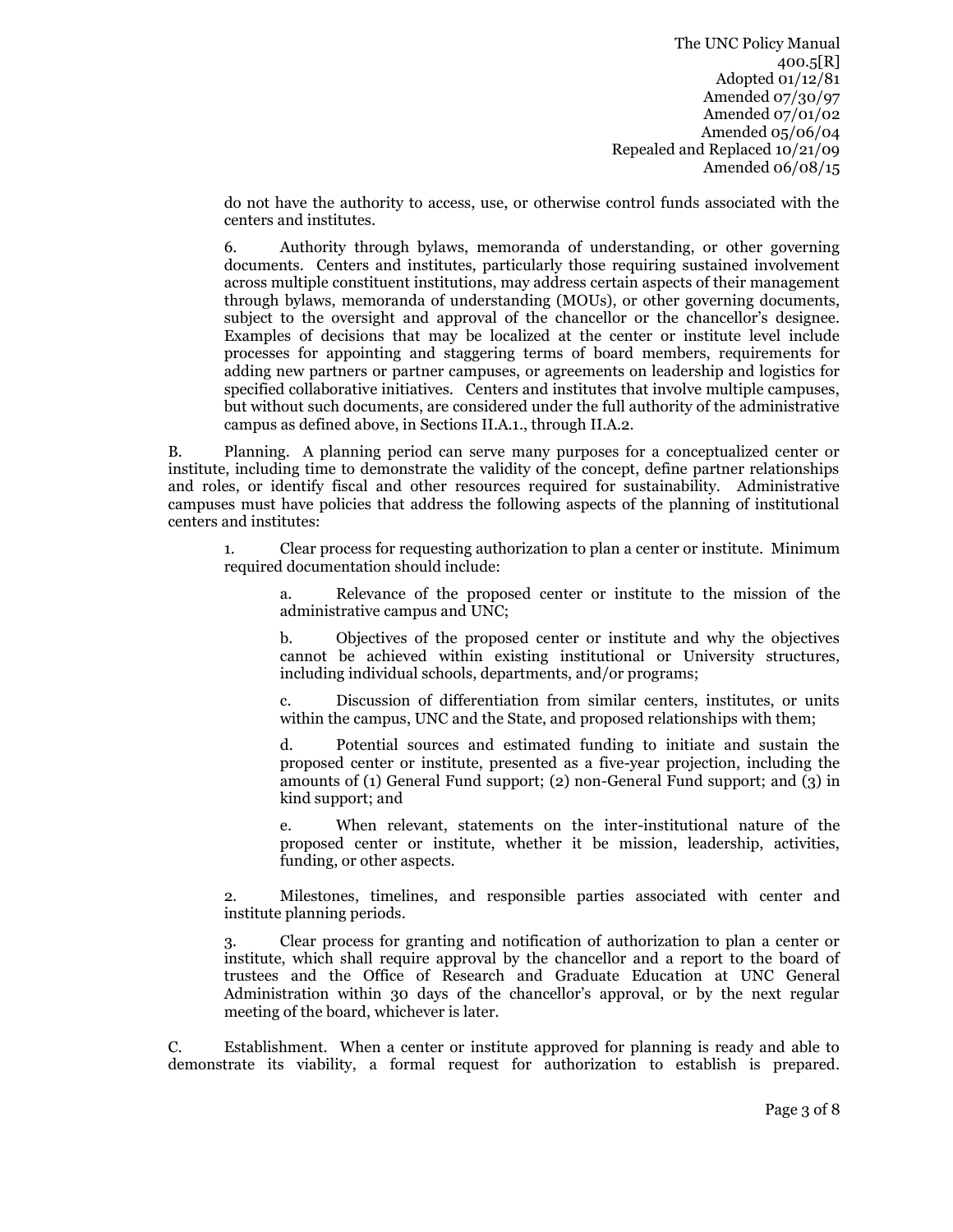do not have the authority to access, use, or otherwise control funds associated with the centers and institutes.

6. Authority through bylaws, memoranda of understanding, or other governing documents. Centers and institutes, particularly those requiring sustained involvement across multiple constituent institutions, may address certain aspects of their management through bylaws, memoranda of understanding (MOUs), or other governing documents, subject to the oversight and approval of the chancellor or the chancellor's designee. Examples of decisions that may be localized at the center or institute level include processes for appointing and staggering terms of board members, requirements for adding new partners or partner campuses, or agreements on leadership and logistics for specified collaborative initiatives. Centers and institutes that involve multiple campuses, but without such documents, are considered under the full authority of the administrative campus as defined above, in Sections II.A.1., through II.A.2.

B. Planning. A planning period can serve many purposes for a conceptualized center or institute, including time to demonstrate the validity of the concept, define partner relationships and roles, or identify fiscal and other resources required for sustainability. Administrative campuses must have policies that address the following aspects of the planning of institutional centers and institutes:

1. Clear process for requesting authorization to plan a center or institute. Minimum required documentation should include:

   a. Relevance of the proposed center or institute to the mission of the administrative campus and UNC;

   b. Objectives of the proposed center or institute and why the objectives cannot be achieved within existing institutional or University structures, including individual schools, departments, and/or programs;

   c. Discussion of differentiation from similar centers, institutes, or units within the campus, UNC and the State, and proposed relationships with them;

   d. Potential sources and estimated funding to initiate and sustain the proposed center or institute, presented as a five-year projection, including the amounts of (1) General Fund support; (2) non-General Fund support; and (3) in kind support; and

   e. When relevant, statements on the inter-institutional nature of the proposed center or institute, whether it be mission, leadership, activities, funding, or other aspects.

2. Milestones, timelines, and responsible parties associated with center and institute planning periods.

3. Clear process for granting and notification of authorization to plan a center or institute, which shall require approval by the chancellor and a report to the board of trustees and the Office of Research and Graduate Education at UNC General Administration within 30 days of the chancellor's approval, or by the next regular meeting of the board, whichever is later.

C. Establishment. When a center or institute approved for planning is ready and able to demonstrate its viability, a formal request for authorization to establish is prepared.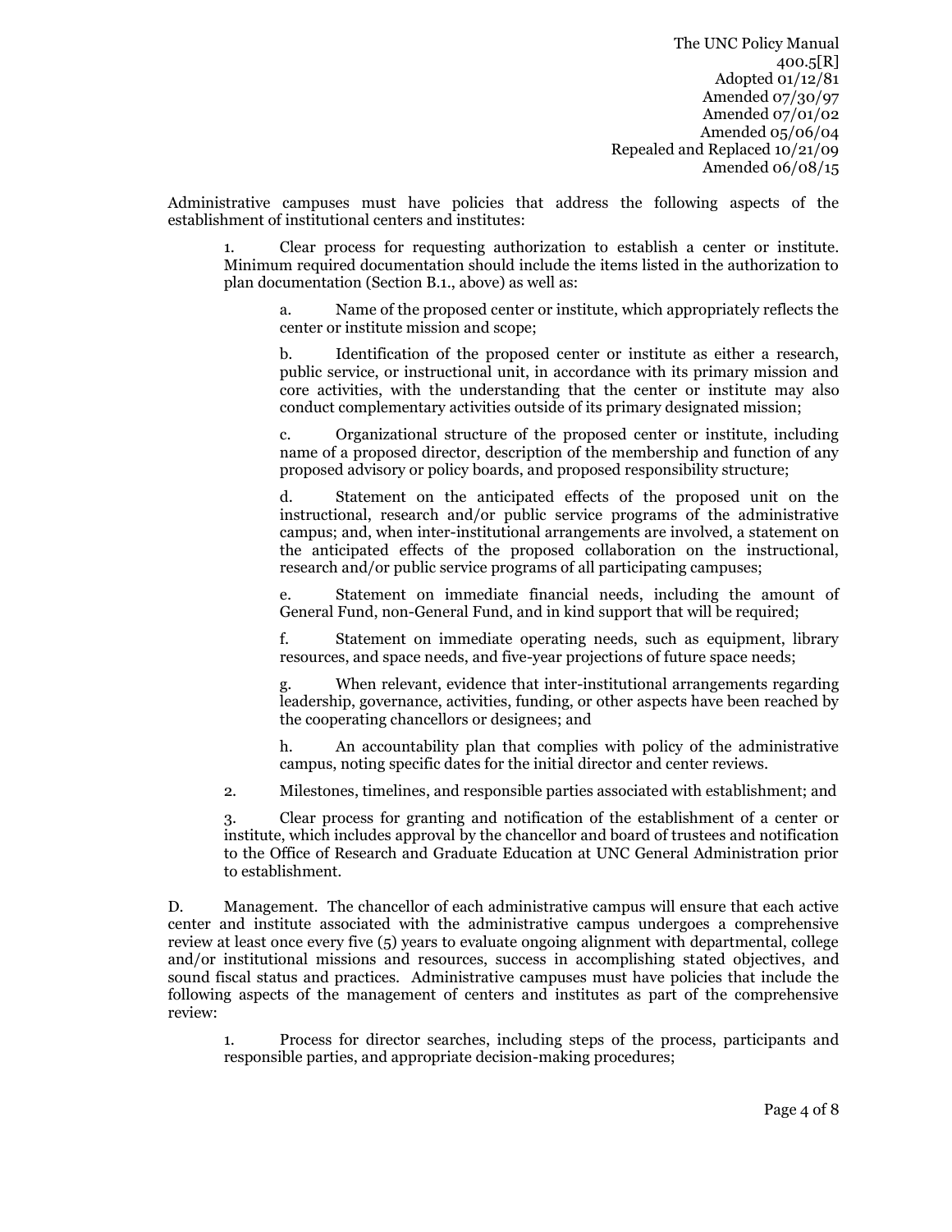The UNC Policy Manual
400.5[R]
Adopted 01/12/81
Amended 07/30/97
Amended 07/01/02
Amended 05/06/04
Repealed and Replaced 10/21/09
Amended 06/08/15

Administrative campuses must have policies that address the following aspects of the establishment of institutional centers and institutes:

1. Clear process for requesting authorization to establish a center or institute. Minimum required documentation should include the items listed in the authorization to plan documentation (Section B.1., above) as well as:

   a. Name of the proposed center or institute, which appropriately reflects the center or institute mission and scope;

   b. Identification of the proposed center or institute as either a research, public service, or instructional unit, in accordance with its primary mission and core activities, with the understanding that the center or institute may also conduct complementary activities outside of its primary designated mission;

   c. Organizational structure of the proposed center or institute, including name of a proposed director, description of the membership and function of any proposed advisory or policy boards, and proposed responsibility structure;

   d. Statement on the anticipated effects of the proposed unit on the instructional, research and/or public service programs of the administrative campus; and, when inter-institutional arrangements are involved, a statement on the anticipated effects of the proposed collaboration on the instructional, research and/or public service programs of all participating campuses;

   e. Statement on immediate financial needs, including the amount of General Fund, non-General Fund, and in kind support that will be required;

   f. Statement on immediate operating needs, such as equipment, library resources, and space needs, and five-year projections of future space needs;

   g. When relevant, evidence that inter-institutional arrangements regarding leadership, governance, activities, funding, or other aspects have been reached by the cooperating chancellors or designees; and

   h. An accountability plan that complies with policy of the administrative campus, noting specific dates for the initial director and center reviews.

2. Milestones, timelines, and responsible parties associated with establishment; and

3. Clear process for granting and notification of the establishment of a center or institute, which includes approval by the chancellor and board of trustees and notification to the Office of Research and Graduate Education at UNC General Administration prior to establishment.

D. Management. The chancellor of each administrative campus will ensure that each active center and institute associated with the administrative campus undergoes a comprehensive review at least once every five (5) years to evaluate ongoing alignment with departmental, college and/or institutional missions and resources, success in accomplishing stated objectives, and sound fiscal status and practices. Administrative campuses must have policies that include the following aspects of the management of centers and institutes as part of the comprehensive review:

1. Process for director searches, including steps of the process, participants and responsible parties, and appropriate decision-making procedures;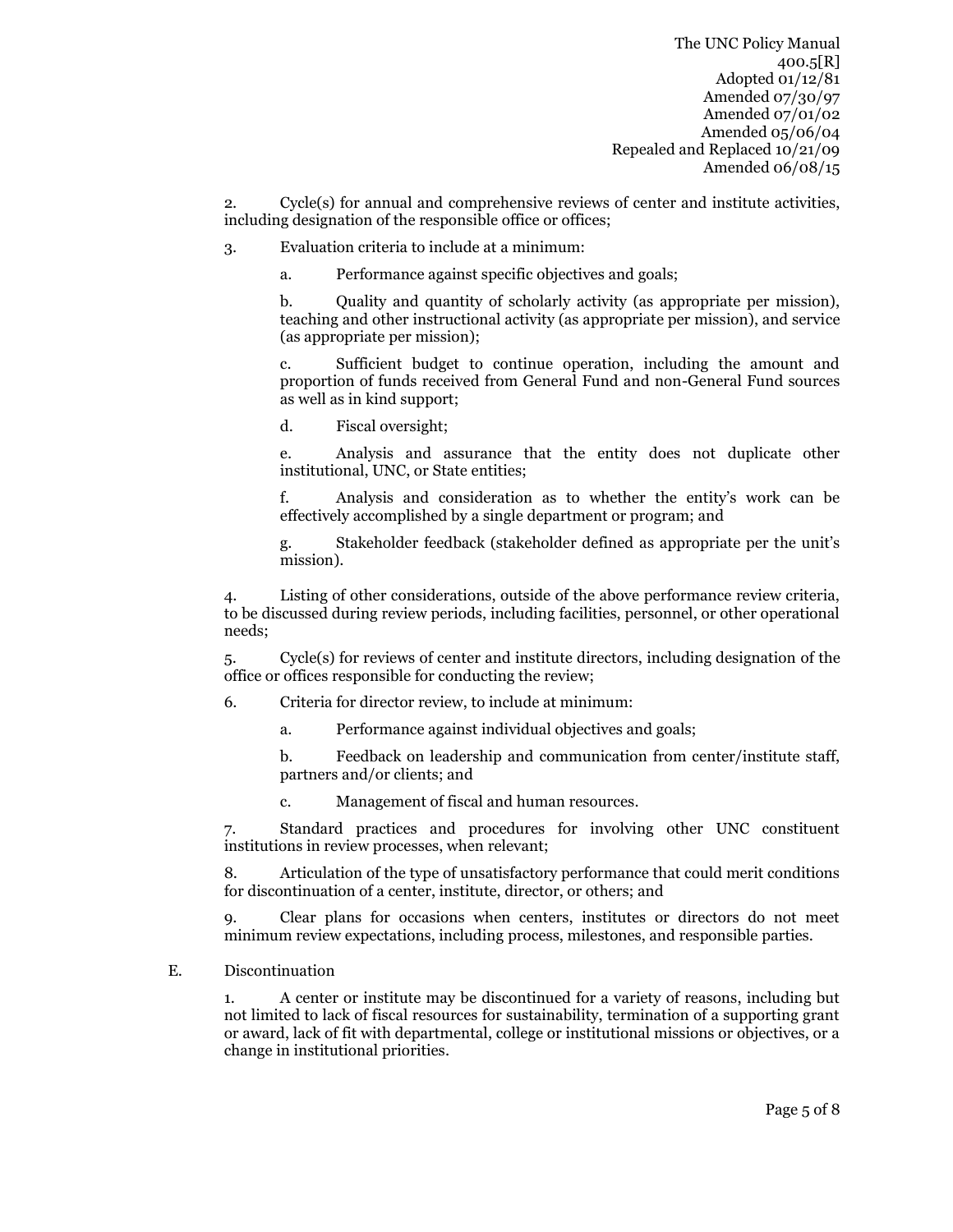2. Cycle(s) for annual and comprehensive reviews of center and institute activities, including designation of the responsible office or offices;

3. Evaluation criteria to include at a minimum:

   a. Performance against specific objectives and goals;

   b. Quality and quantity of scholarly activity (as appropriate per mission), teaching and other instructional activity (as appropriate per mission), and service (as appropriate per mission);

   c. Sufficient budget to continue operation, including the amount and proportion of funds received from General Fund and non-General Fund sources as well as in kind support;

   d. Fiscal oversight;

   e. Analysis and assurance that the entity does not duplicate other institutional, UNC, or State entities;

   f. Analysis and consideration as to whether the entity's work can be effectively accomplished by a single department or program; and

   g. Stakeholder feedback (stakeholder defined as appropriate per the unit's mission).

4. Listing of other considerations, outside of the above performance review criteria, to be discussed during review periods, including facilities, personnel, or other operational needs;

5. Cycle(s) for reviews of center and institute directors, including designation of the office or offices responsible for conducting the review;

6. Criteria for director review, to include at minimum:

   a. Performance against individual objectives and goals;

   b. Feedback on leadership and communication from center/institute staff, partners and/or clients; and

   c. Management of fiscal and human resources.

7. Standard practices and procedures for involving other UNC constituent institutions in review processes, when relevant;

8. Articulation of the type of unsatisfactory performance that could merit conditions for discontinuation of a center, institute, director, or others; and

9. Clear plans for occasions when centers, institutes or directors do not meet minimum review expectations, including process, milestones, and responsible parties.

E. Discontinuation

1. A center or institute may be discontinued for a variety of reasons, including but not limited to lack of fiscal resources for sustainability, termination of a supporting grant or award, lack of fit with departmental, college or institutional missions or objectives, or a change in institutional priorities.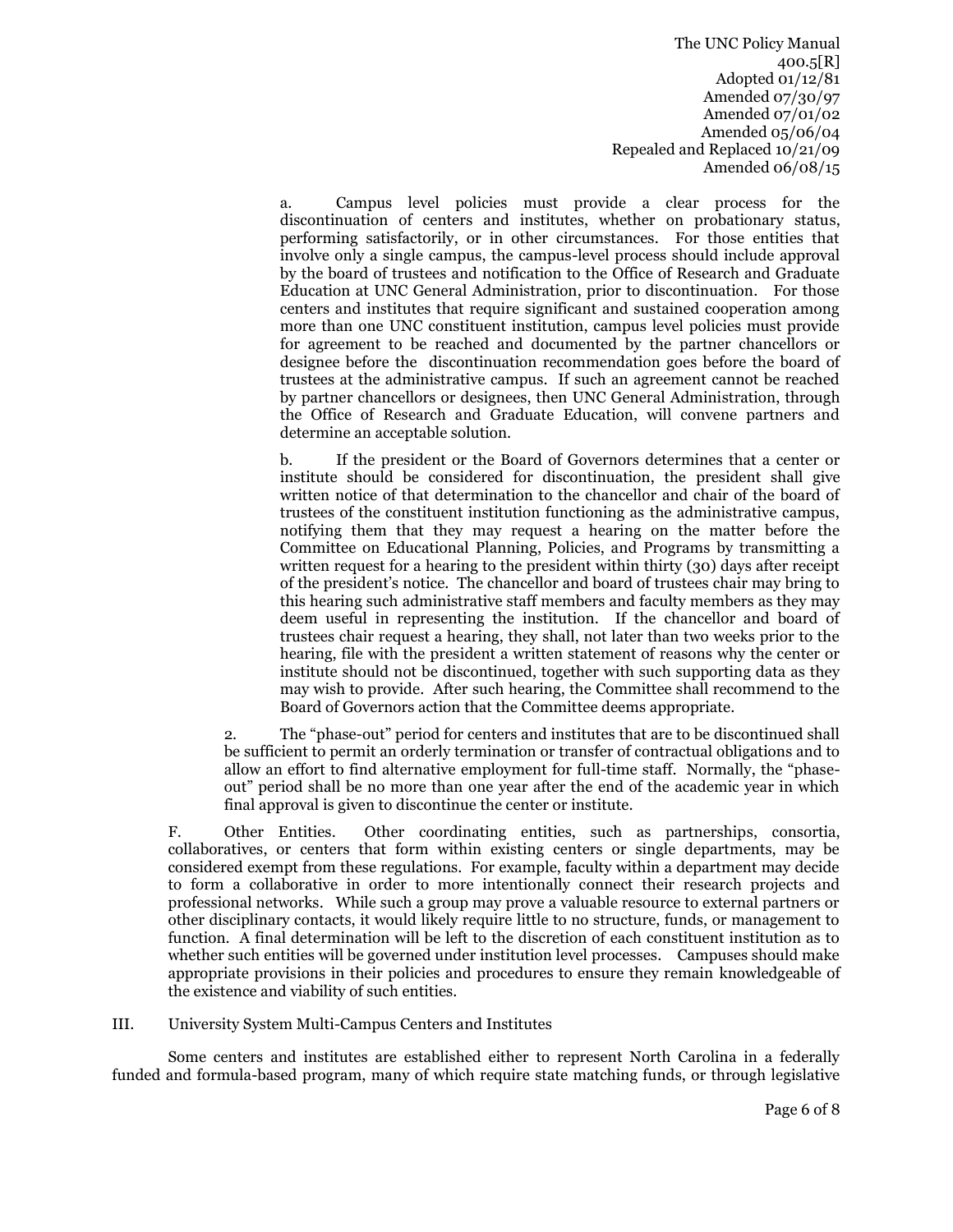a. Campus level policies must provide a clear process for the discontinuation of centers and institutes, whether on probationary status, performing satisfactorily, or in other circumstances. For those entities that involve only a single campus, the campus-level process should include approval by the board of trustees and notification to the Office of Research and Graduate Education at UNC General Administration, prior to discontinuation. For those centers and institutes that require significant and sustained cooperation among more than one UNC constituent institution, campus level policies must provide for agreement to be reached and documented by the partner chancellors or designee before the discontinuation recommendation goes before the board of trustees at the administrative campus. If such an agreement cannot be reached by partner chancellors or designees, then UNC General Administration, through the Office of Research and Graduate Education, will convene partners and determine an acceptable solution.

b. If the president or the Board of Governors determines that a center or institute should be considered for discontinuation, the president shall give written notice of that determination to the chancellor and chair of the board of trustees of the constituent institution functioning as the administrative campus, notifying them that they may request a hearing on the matter before the Committee on Educational Planning, Policies, and Programs by transmitting a written request for a hearing to the president within thirty (30) days after receipt of the president's notice. The chancellor and board of trustees chair may bring to this hearing such administrative staff members and faculty members as they may deem useful in representing the institution. If the chancellor and board of trustees chair request a hearing, they shall, not later than two weeks prior to the hearing, file with the president a written statement of reasons why the center or institute should not be discontinued, together with such supporting data as they may wish to provide. After such hearing, the Committee shall recommend to the Board of Governors action that the Committee deems appropriate.

2. The "phase-out" period for centers and institutes that are to be discontinued shall be sufficient to permit an orderly termination or transfer of contractual obligations and to allow an effort to find alternative employment for full-time staff. Normally, the "phase-out" period shall be no more than one year after the end of the academic year in which final approval is given to discontinue the center or institute.

F. Other Entities. Other coordinating entities, such as partnerships, consortia, collaboratives, or centers that form within existing centers or single departments, may be considered exempt from these regulations. For example, faculty within a department may decide to form a collaborative in order to more intentionally connect their research projects and professional networks. While such a group may prove a valuable resource to external partners or other disciplinary contacts, it would likely require little to no structure, funds, or management to function. A final determination will be left to the discretion of each constituent institution as to whether such entities will be governed under institution level processes. Campuses should make appropriate provisions in their policies and procedures to ensure they remain knowledgeable of the existence and viability of such entities.

## III. University System Multi-Campus Centers and Institutes

Some centers and institutes are established either to represent North Carolina in a federally funded and formula-based program, many of which require state matching funds, or through legislative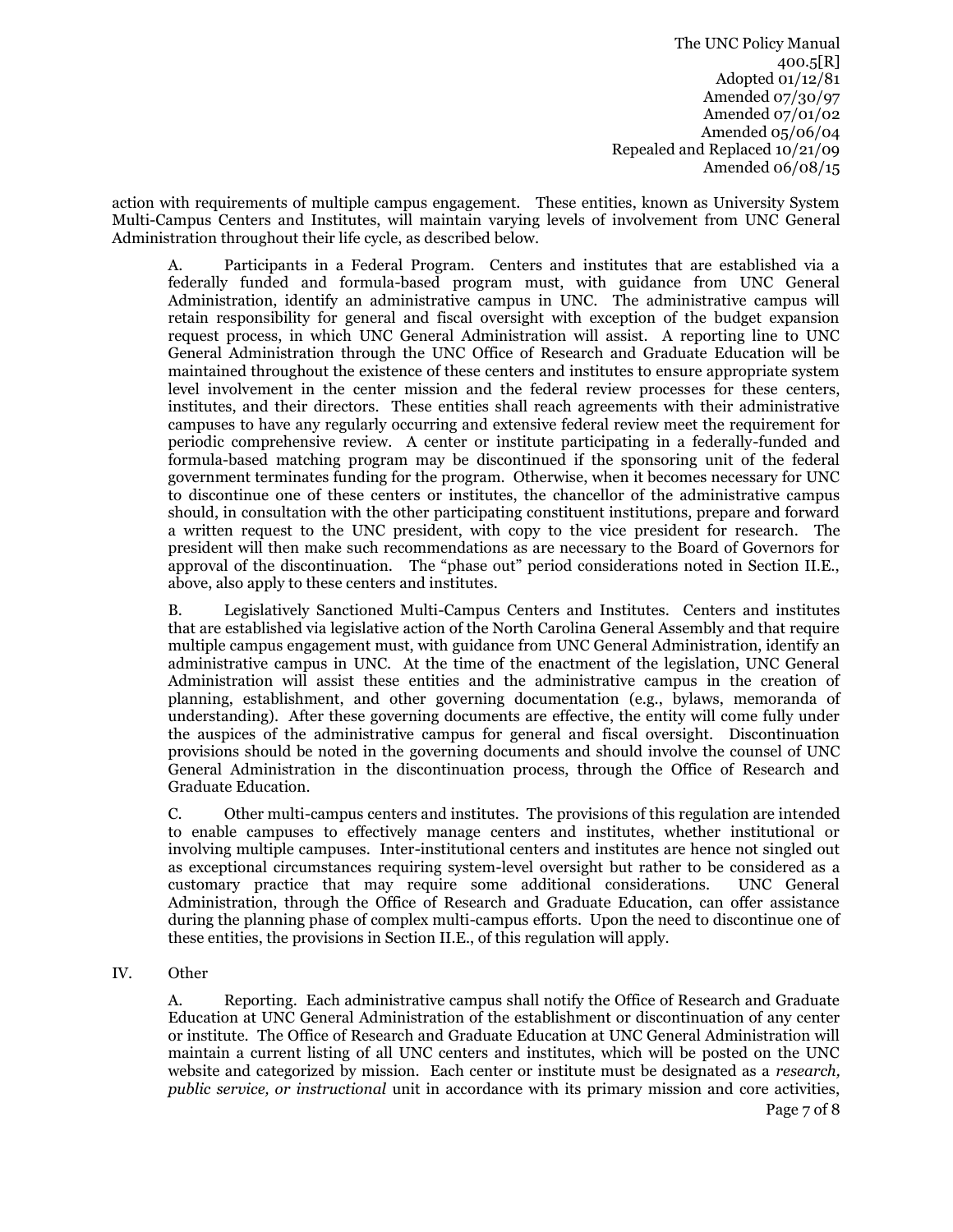action with requirements of multiple campus engagement. These entities, known as University System Multi-Campus Centers and Institutes, will maintain varying levels of involvement from UNC General Administration throughout their life cycle, as described below.

A. Participants in a Federal Program. Centers and institutes that are established via a federally funded and formula-based program must, with guidance from UNC General Administration, identify an administrative campus in UNC. The administrative campus will retain responsibility for general and fiscal oversight with exception of the budget expansion request process, in which UNC General Administration will assist. A reporting line to UNC General Administration through the UNC Office of Research and Graduate Education will be maintained throughout the existence of these centers and institutes to ensure appropriate system level involvement in the center mission and the federal review processes for these centers, institutes, and their directors. These entities shall reach agreements with their administrative campuses to have any regularly occurring and extensive federal review meet the requirement for periodic comprehensive review. A center or institute participating in a federally-funded and formula-based matching program may be discontinued if the sponsoring unit of the federal government terminates funding for the program. Otherwise, when it becomes necessary for UNC to discontinue one of these centers or institutes, the chancellor of the administrative campus should, in consultation with the other participating constituent institutions, prepare and forward a written request to the UNC president, with copy to the vice president for research. The president will then make such recommendations as are necessary to the Board of Governors for approval of the discontinuation. The "phase out" period considerations noted in Section II.E., above, also apply to these centers and institutes.

B. Legislatively Sanctioned Multi-Campus Centers and Institutes. Centers and institutes that are established via legislative action of the North Carolina General Assembly and that require multiple campus engagement must, with guidance from UNC General Administration, identify an administrative campus in UNC. At the time of the enactment of the legislation, UNC General Administration will assist these entities and the administrative campus in the creation of planning, establishment, and other governing documentation (e.g., bylaws, memoranda of understanding). After these governing documents are effective, the entity will come fully under the auspices of the administrative campus for general and fiscal oversight. Discontinuation provisions should be noted in the governing documents and should involve the counsel of UNC General Administration in the discontinuation process, through the Office of Research and Graduate Education.

C. Other multi-campus centers and institutes. The provisions of this regulation are intended to enable campuses to effectively manage centers and institutes, whether institutional or involving multiple campuses. Inter-institutional centers and institutes are hence not singled out as exceptional circumstances requiring system-level oversight but rather to be considered as a customary practice that may require some additional considerations. UNC General Administration, through the Office of Research and Graduate Education, can offer assistance during the planning phase of complex multi-campus efforts. Upon the need to discontinue one of these entities, the provisions in Section II.E., of this regulation will apply.

IV. Other

A. Reporting. Each administrative campus shall notify the Office of Research and Graduate Education at UNC General Administration of the establishment or discontinuation of any center or institute. The Office of Research and Graduate Education at UNC General Administration will maintain a current listing of all UNC centers and institutes, which will be posted on the UNC website and categorized by mission. Each center or institute must be designated as a *research, public service, or instructional* unit in accordance with its primary mission and core activities,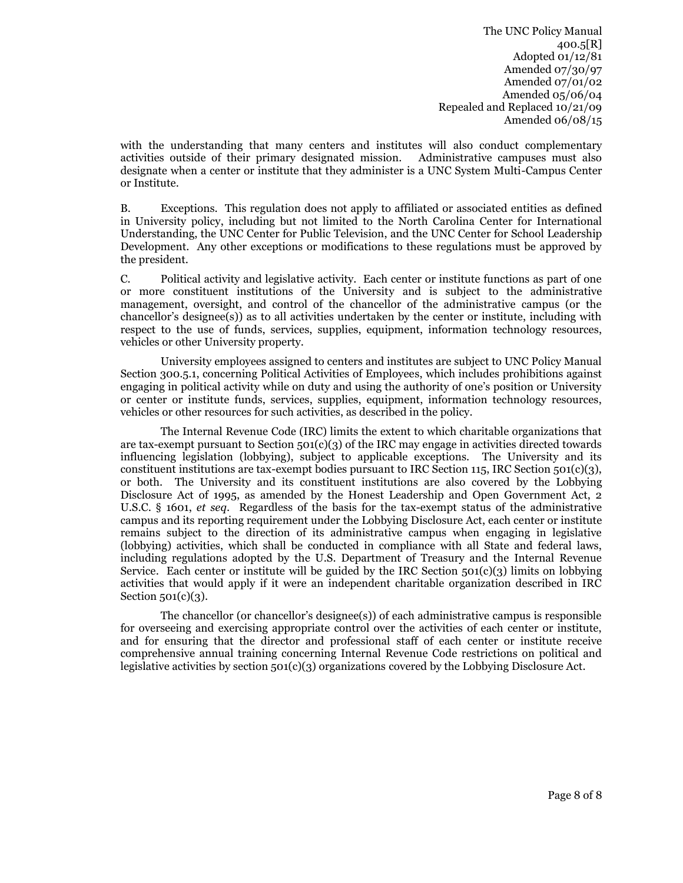with the understanding that many centers and institutes will also conduct complementary activities outside of their primary designated mission. Administrative campuses must also designate when a center or institute that they administer is a UNC System Multi-Campus Center or Institute.

B. Exceptions. This regulation does not apply to affiliated or associated entities as defined in University policy, including but not limited to the North Carolina Center for International Understanding, the UNC Center for Public Television, and the UNC Center for School Leadership Development. Any other exceptions or modifications to these regulations must be approved by the president.

C. Political activity and legislative activity. Each center or institute functions as part of one or more constituent institutions of the University and is subject to the administrative management, oversight, and control of the chancellor of the administrative campus (or the chancellor's designee(s)) as to all activities undertaken by the center or institute, including with respect to the use of funds, services, supplies, equipment, information technology resources, vehicles or other University property.

University employees assigned to centers and institutes are subject to UNC Policy Manual Section 300.5.1, concerning Political Activities of Employees, which includes prohibitions against engaging in political activity while on duty and using the authority of one's position or University or center or institute funds, services, supplies, equipment, information technology resources, vehicles or other resources for such activities, as described in the policy.

The Internal Revenue Code (IRC) limits the extent to which charitable organizations that are tax-exempt pursuant to Section 501(c)(3) of the IRC may engage in activities directed towards influencing legislation (lobbying), subject to applicable exceptions. The University and its constituent institutions are tax-exempt bodies pursuant to IRC Section 115, IRC Section 501(c)(3), or both. The University and its constituent institutions are also covered by the Lobbying Disclosure Act of 1995, as amended by the Honest Leadership and Open Government Act, 2 U.S.C. § 1601, *et seq*. Regardless of the basis for the tax-exempt status of the administrative campus and its reporting requirement under the Lobbying Disclosure Act, each center or institute remains subject to the direction of its administrative campus when engaging in legislative (lobbying) activities, which shall be conducted in compliance with all State and federal laws, including regulations adopted by the U.S. Department of Treasury and the Internal Revenue Service. Each center or institute will be guided by the IRC Section 501(c)(3) limits on lobbying activities that would apply if it were an independent charitable organization described in IRC Section 501(c)(3).

The chancellor (or chancellor's designee(s)) of each administrative campus is responsible for overseeing and exercising appropriate control over the activities of each center or institute, and for ensuring that the director and professional staff of each center or institute receive comprehensive annual training concerning Internal Revenue Code restrictions on political and legislative activities by section 501(c)(3) organizations covered by the Lobbying Disclosure Act.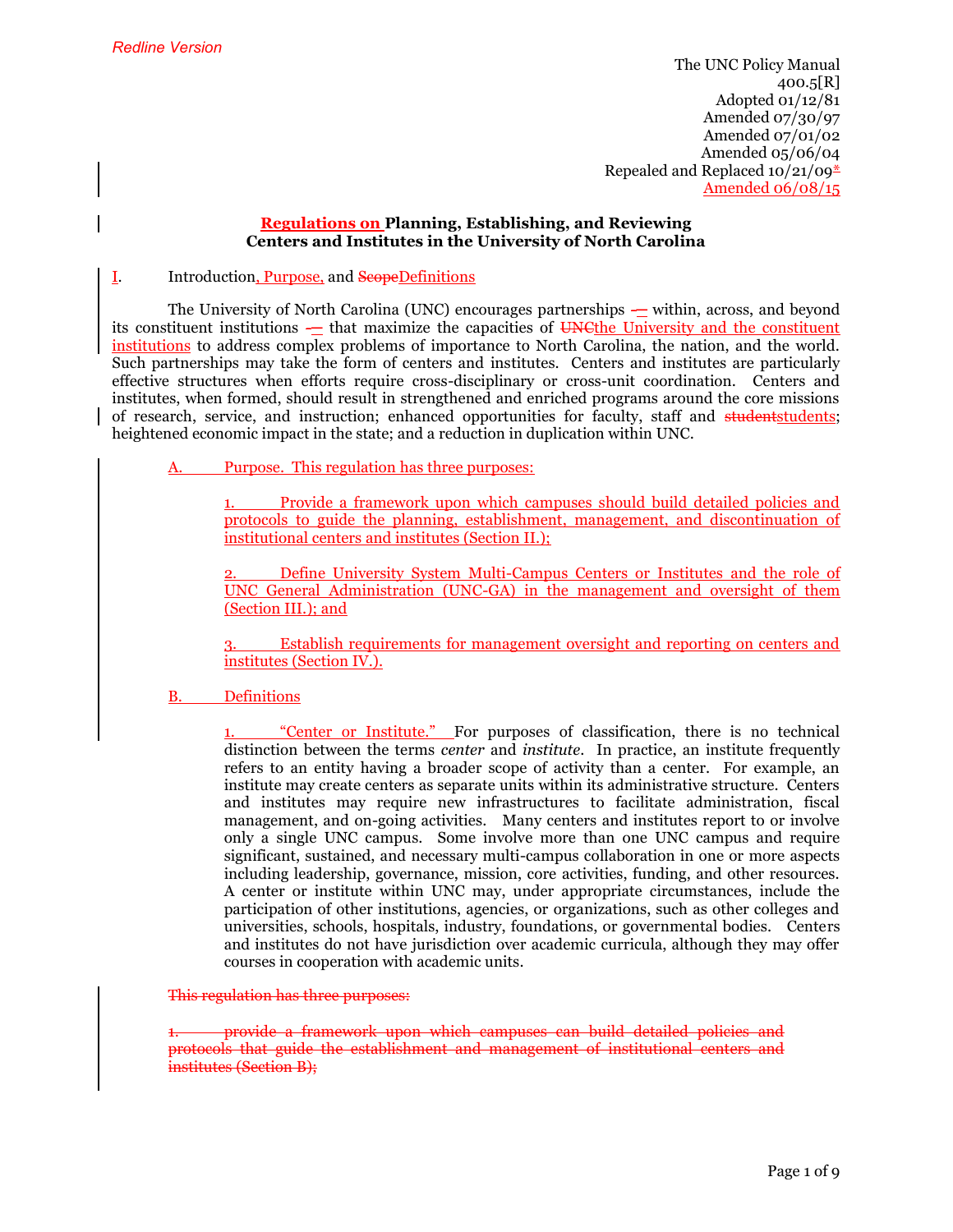*Redline Version*

The UNC Policy Manual
400.5[R]
Adopted 01/12/81
Amended 07/30/97
Amended 07/01/02
Amended 05/06/04
Repealed and Replaced 10/21/09*
Amended 06/08/15

**Regulations on Planning, Establishing, and Reviewing Centers and Institutes in the University of North Carolina**

I. Introduction, Purpose, and ~~Scope~~Definitions

The University of North Carolina (UNC) encourages partnerships — within, across, and beyond its constituent institutions — that maximize the capacities of ~~UNC~~the University and the constituent institutions to address complex problems of importance to North Carolina, the nation, and the world. Such partnerships may take the form of centers and institutes. Centers and institutes are particularly effective structures when efforts require cross-disciplinary or cross-unit coordination. Centers and institutes, when formed, should result in strengthened and enriched programs around the core missions of research, service, and instruction; enhanced opportunities for faculty, staff and ~~student~~students; heightened economic impact in the state; and a reduction in duplication within UNC.

A. Purpose. This regulation has three purposes:

1. Provide a framework upon which campuses should build detailed policies and protocols to guide the planning, establishment, management, and discontinuation of institutional centers and institutes (Section II.);

2. Define University System Multi-Campus Centers or Institutes and the role of UNC General Administration (UNC-GA) in the management and oversight of them (Section III.); and

3. Establish requirements for management oversight and reporting on centers and institutes (Section IV.).

B. Definitions

1. "Center or Institute." For purposes of classification, there is no technical distinction between the terms *center* and *institute*. In practice, an institute frequently refers to an entity having a broader scope of activity than a center. For example, an institute may create centers as separate units within its administrative structure. Centers and institutes may require new infrastructures to facilitate administration, fiscal management, and on-going activities. Many centers and institutes report to or involve only a single UNC campus. Some involve more than one UNC campus and require significant, sustained, and necessary multi-campus collaboration in one or more aspects including leadership, governance, mission, core activities, funding, and other resources. A center or institute within UNC may, under appropriate circumstances, include the participation of other institutions, agencies, or organizations, such as other colleges and universities, schools, hospitals, industry, foundations, or governmental bodies. Centers and institutes do not have jurisdiction over academic curricula, although they may offer courses in cooperation with academic units.

~~This regulation has three purposes:~~

~~1. provide a framework upon which campuses can build detailed policies and protocols that guide the establishment and management of institutional centers and institutes (Section B);~~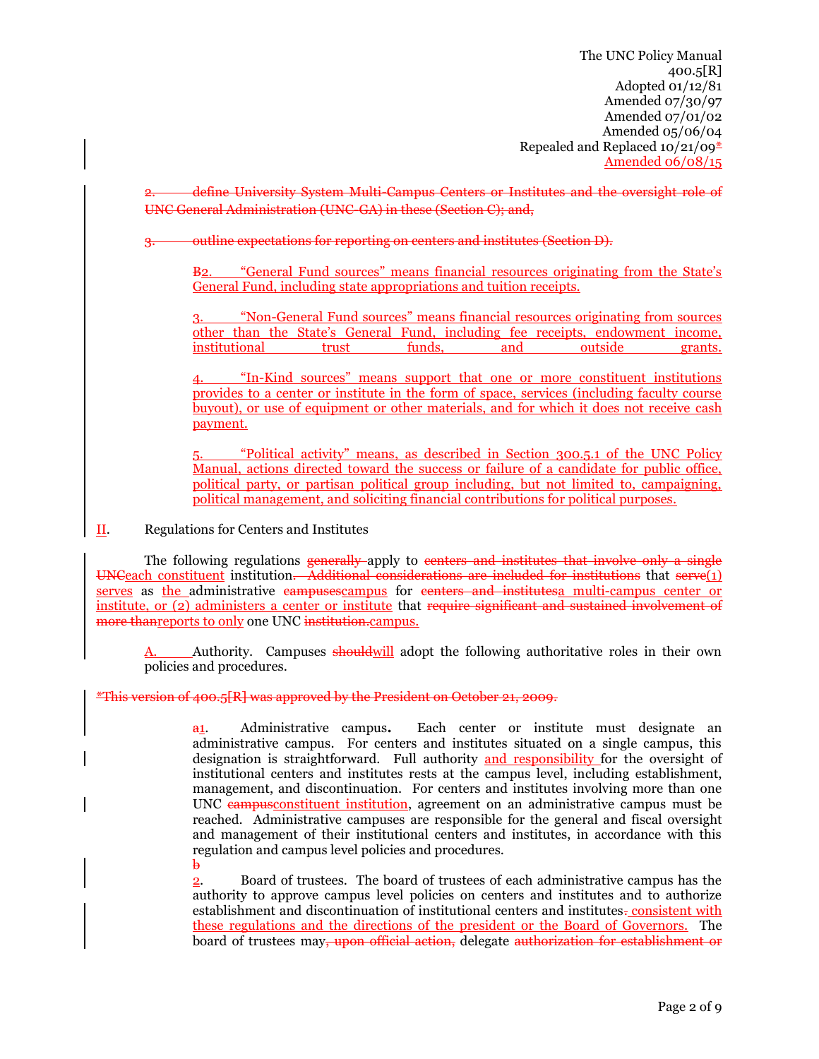The UNC Policy Manual
400.5[R]
Adopted 01/12/81
Amended 07/30/97
Amended 07/01/02
Amended 05/06/04
Repealed and Replaced 10/21/09*
Amended 06/08/15

2. define University System Multi-Campus Centers or Institutes and the oversight role of UNC General Administration (UNC-GA) in these (Section C); and,

3. outline expectations for reporting on centers and institutes (Section D).

B2. "General Fund sources" means financial resources originating from the State's General Fund, including state appropriations and tuition receipts.

3. "Non-General Fund sources" means financial resources originating from sources other than the State's General Fund, including fee receipts, endowment income, institutional trust funds, and outside grants.

4. "In-Kind sources" means support that one or more constituent institutions provides to a center or institute in the form of space, services (including faculty course buyout), or use of equipment or other materials, and for which it does not receive cash payment.

5. "Political activity" means, as described in Section 300.5.1 of the UNC Policy Manual, actions directed toward the success or failure of a candidate for public office, political party, or partisan political group including, but not limited to, campaigning, political management, and soliciting financial contributions for political purposes.

II. Regulations for Centers and Institutes

The following regulations generally apply to centers and institutes that involve only a single UNCeach constituent institution. Additional considerations are included for institutions that serve(1) serves as the administrative campusescampus for centers and institutesa multi-campus center or institute, or (2) administers a center or institute that require significant and sustained involvement of more thanreports to only one UNC institution.campus.

A. Authority. Campuses shouldwill adopt the following authoritative roles in their own policies and procedures.

*This version of 400.5[R] was approved by the President on October 21, 2009.

a1. Administrative campus. Each center or institute must designate an administrative campus. For centers and institutes situated on a single campus, this designation is straightforward. Full authority and responsibility for the oversight of institutional centers and institutes rests at the campus level, including establishment, management, and discontinuation. For centers and institutes involving more than one UNC campusconstituent institution, agreement on an administrative campus must be reached. Administrative campuses are responsible for the general and fiscal oversight and management of their institutional centers and institutes, in accordance with this regulation and campus level policies and procedures.

b2. Board of trustees. The board of trustees of each administrative campus has the authority to approve campus level policies on centers and institutes and to authorize establishment and discontinuation of institutional centers and institutes. consistent with these regulations and the directions of the president or the Board of Governors. The board of trustees may, upon official action, delegate authorization for establishment or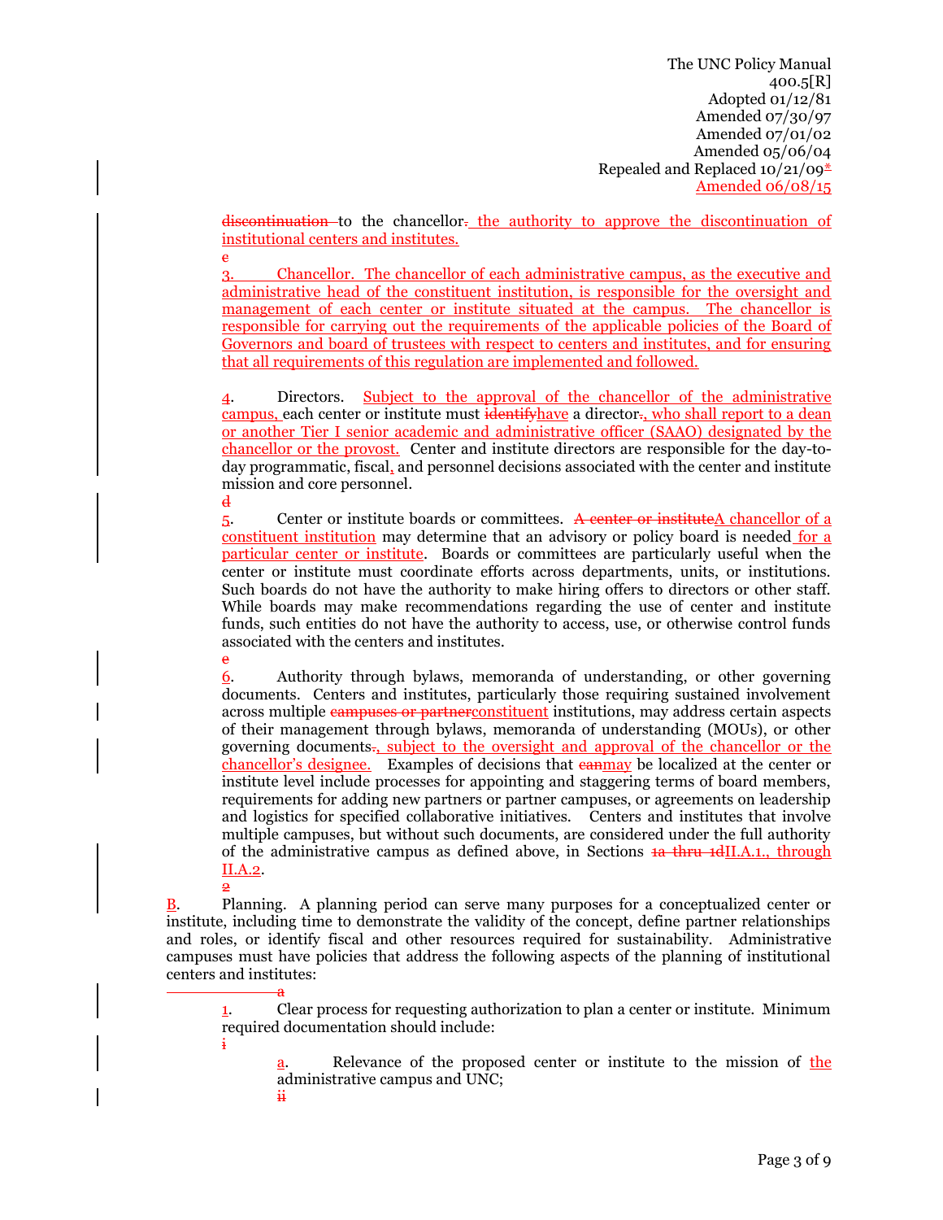The UNC Policy Manual
400.5[R]
Adopted 01/12/81
Amended 07/30/97
Amended 07/01/02
Amended 05/06/04
Repealed and Replaced 10/21/09*
Amended 06/08/15

~~discontinuation~~ to the chancellor~~.~~ the authority to approve the discontinuation of institutional centers and institutes.

~~c~~

3. Chancellor. The chancellor of each administrative campus, as the executive and administrative head of the constituent institution, is responsible for the oversight and management of each center or institute situated at the campus. The chancellor is responsible for carrying out the requirements of the applicable policies of the Board of Governors and board of trustees with respect to centers and institutes, and for ensuring that all requirements of this regulation are implemented and followed.

4. Directors. Subject to the approval of the chancellor of the administrative campus, each center or institute must ~~identify~~have a director~~.~~, who shall report to a dean or another Tier I senior academic and administrative officer (SAAO) designated by the chancellor or the provost. Center and institute directors are responsible for the day-to-day programmatic, fiscal, and personnel decisions associated with the center and institute mission and core personnel.

~~d~~

5. Center or institute boards or committees. ~~A center or institute~~A chancellor of a constituent institution may determine that an advisory or policy board is needed for a particular center or institute. Boards or committees are particularly useful when the center or institute must coordinate efforts across departments, units, or institutions. Such boards do not have the authority to make hiring offers to directors or other staff. While boards may make recommendations regarding the use of center and institute funds, such entities do not have the authority to access, use, or otherwise control funds associated with the centers and institutes.

~~e~~

6. Authority through bylaws, memoranda of understanding, or other governing documents. Centers and institutes, particularly those requiring sustained involvement across multiple ~~campuses or partner~~constituent institutions, may address certain aspects of their management through bylaws, memoranda of understanding (MOUs), or other governing documents~~.~~, subject to the oversight and approval of the chancellor or the chancellor's designee. Examples of decisions that ~~can~~may be localized at the center or institute level include processes for appointing and staggering terms of board members, requirements for adding new partners or partner campuses, or agreements on leadership and logistics for specified collaborative initiatives. Centers and institutes that involve multiple campuses, but without such documents, are considered under the full authority of the administrative campus as defined above, in Sections ~~1a thru 1d~~II.A.1., through II.A.2.

~~2~~

B. Planning. A planning period can serve many purposes for a conceptualized center or institute, including time to demonstrate the validity of the concept, define partner relationships and roles, or identify fiscal and other resources required for sustainability. Administrative campuses must have policies that address the following aspects of the planning of institutional centers and institutes:

~~a~~

1. Clear process for requesting authorization to plan a center or institute. Minimum required documentation should include:

~~i~~

a. Relevance of the proposed center or institute to the mission of the administrative campus and UNC;

~~ii~~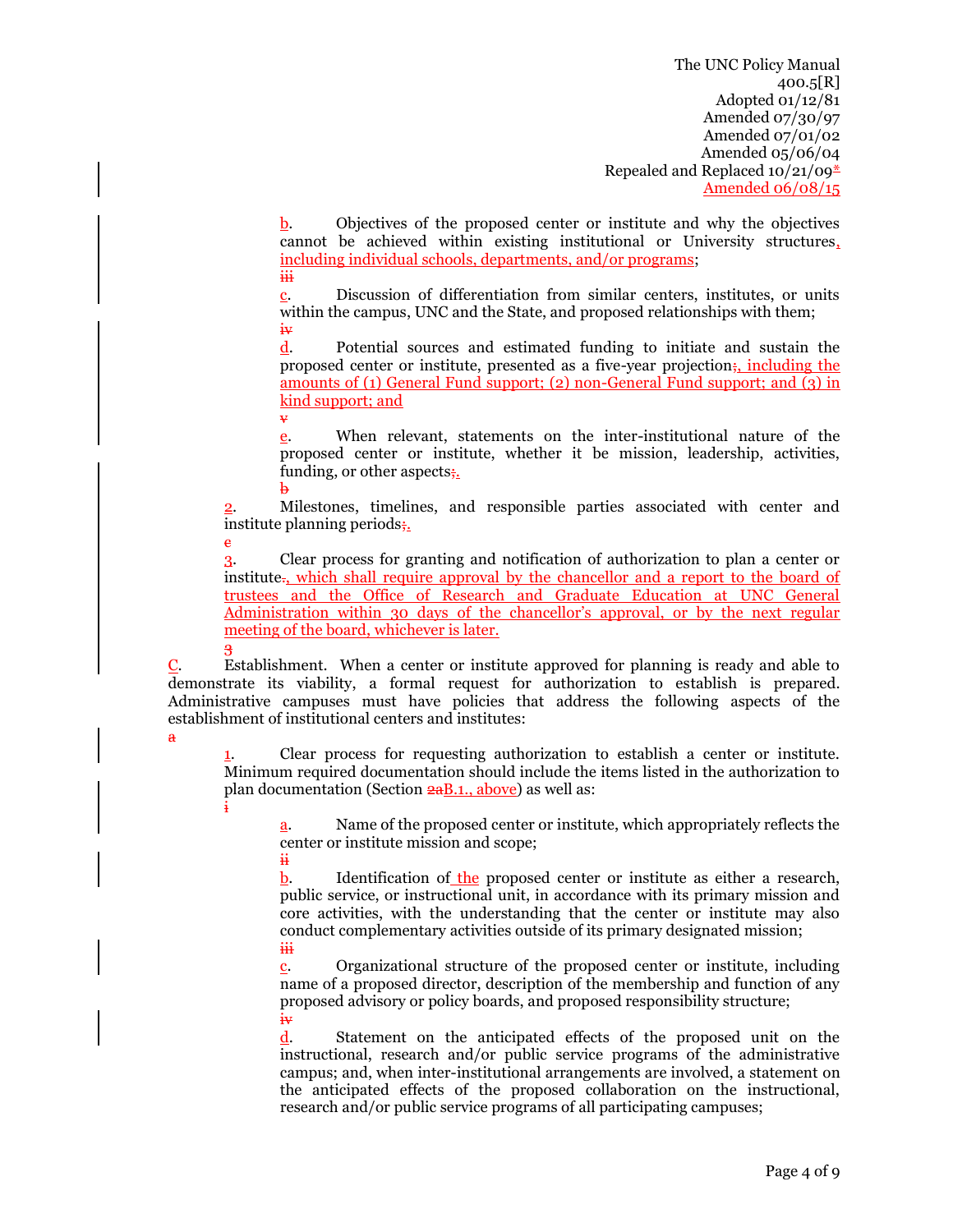b. Objectives of the proposed center or institute and why the objectives cannot be achieved within existing institutional or University structures, including individual schools, departments, and/or programs;

~~iii~~

c. Discussion of differentiation from similar centers, institutes, or units within the campus, UNC and the State, and proposed relationships with them;

~~iv~~

d. Potential sources and estimated funding to initiate and sustain the proposed center or institute, presented as a five-year projection~~;~~, including the amounts of (1) General Fund support; (2) non-General Fund support; and (3) in kind support; and

~~v~~

e. When relevant, statements on the inter-institutional nature of the proposed center or institute, whether it be mission, leadership, activities, funding, or other aspects~~;~~.

~~b~~

2. Milestones, timelines, and responsible parties associated with center and institute planning periods~~;~~.

~~c~~

3. Clear process for granting and notification of authorization to plan a center or institute~~.~~, which shall require approval by the chancellor and a report to the board of trustees and the Office of Research and Graduate Education at UNC General Administration within 30 days of the chancellor's approval, or by the next regular meeting of the board, whichever is later.

~~3~~

C. Establishment. When a center or institute approved for planning is ready and able to demonstrate its viability, a formal request for authorization to establish is prepared. Administrative campuses must have policies that address the following aspects of the establishment of institutional centers and institutes:

~~a~~

1. Clear process for requesting authorization to establish a center or institute. Minimum required documentation should include the items listed in the authorization to plan documentation (Section ~~2a~~B.1., above) as well as:

~~i~~

a. Name of the proposed center or institute, which appropriately reflects the center or institute mission and scope;

~~ii~~

b. Identification of the proposed center or institute as either a research, public service, or instructional unit, in accordance with its primary mission and core activities, with the understanding that the center or institute may also conduct complementary activities outside of its primary designated mission;

~~iii~~

c. Organizational structure of the proposed center or institute, including name of a proposed director, description of the membership and function of any proposed advisory or policy boards, and proposed responsibility structure;

~~iv~~

d. Statement on the anticipated effects of the proposed unit on the instructional, research and/or public service programs of the administrative campus; and, when inter-institutional arrangements are involved, a statement on the anticipated effects of the proposed collaboration on the instructional, research and/or public service programs of all participating campuses;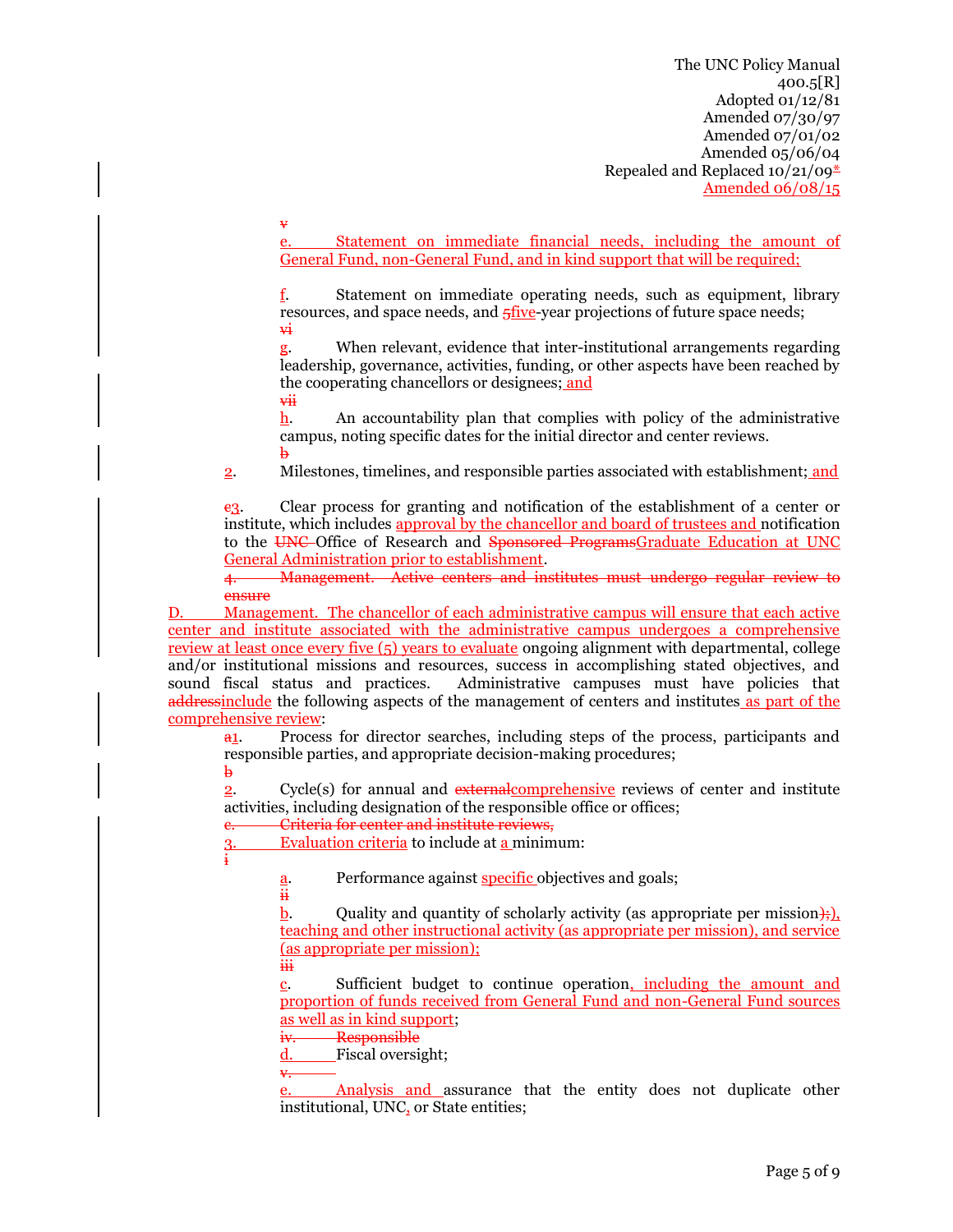v

e. Statement on immediate financial needs, including the amount of General Fund, non-General Fund, and in kind support that will be required;

f. Statement on immediate operating needs, such as equipment, library resources, and space needs, and 5five-year projections of future space needs;

vi

g. When relevant, evidence that inter-institutional arrangements regarding leadership, governance, activities, funding, or other aspects have been reached by the cooperating chancellors or designees; and

vii

h. An accountability plan that complies with policy of the administrative campus, noting specific dates for the initial director and center reviews.

b

2. Milestones, timelines, and responsible parties associated with establishment; and

c3. Clear process for granting and notification of the establishment of a center or institute, which includes approval by the chancellor and board of trustees and notification to the UNC Office of Research and Sponsored ProgramsGraduate Education at UNC General Administration prior to establishment.

4. Management. Active centers and institutes must undergo regular review to ensure

D. Management. The chancellor of each administrative campus will ensure that each active center and institute associated with the administrative campus undergoes a comprehensive review at least once every five (5) years to evaluate ongoing alignment with departmental, college and/or institutional missions and resources, success in accomplishing stated objectives, and sound fiscal status and practices. Administrative campuses must have policies that addressinclude the following aspects of the management of centers and institutes as part of the comprehensive review:

a1. Process for director searches, including steps of the process, participants and responsible parties, and appropriate decision-making procedures;

b

2. Cycle(s) for annual and externalcomprehensive reviews of center and institute activities, including designation of the responsible office or offices;

c. Criteria for center and institute reviews,

3. Evaluation criteria to include at a minimum:

i

a. Performance against specific objectives and goals;

ii

b. Quality and quantity of scholarly activity (as appropriate per mission);), teaching and other instructional activity (as appropriate per mission), and service (as appropriate per mission);

iii

c. Sufficient budget to continue operation, including the amount and proportion of funds received from General Fund and non-General Fund sources as well as in kind support;

iv. Responsible

d. Fiscal oversight;

v.

e. Analysis and assurance that the entity does not duplicate other institutional, UNC, or State entities;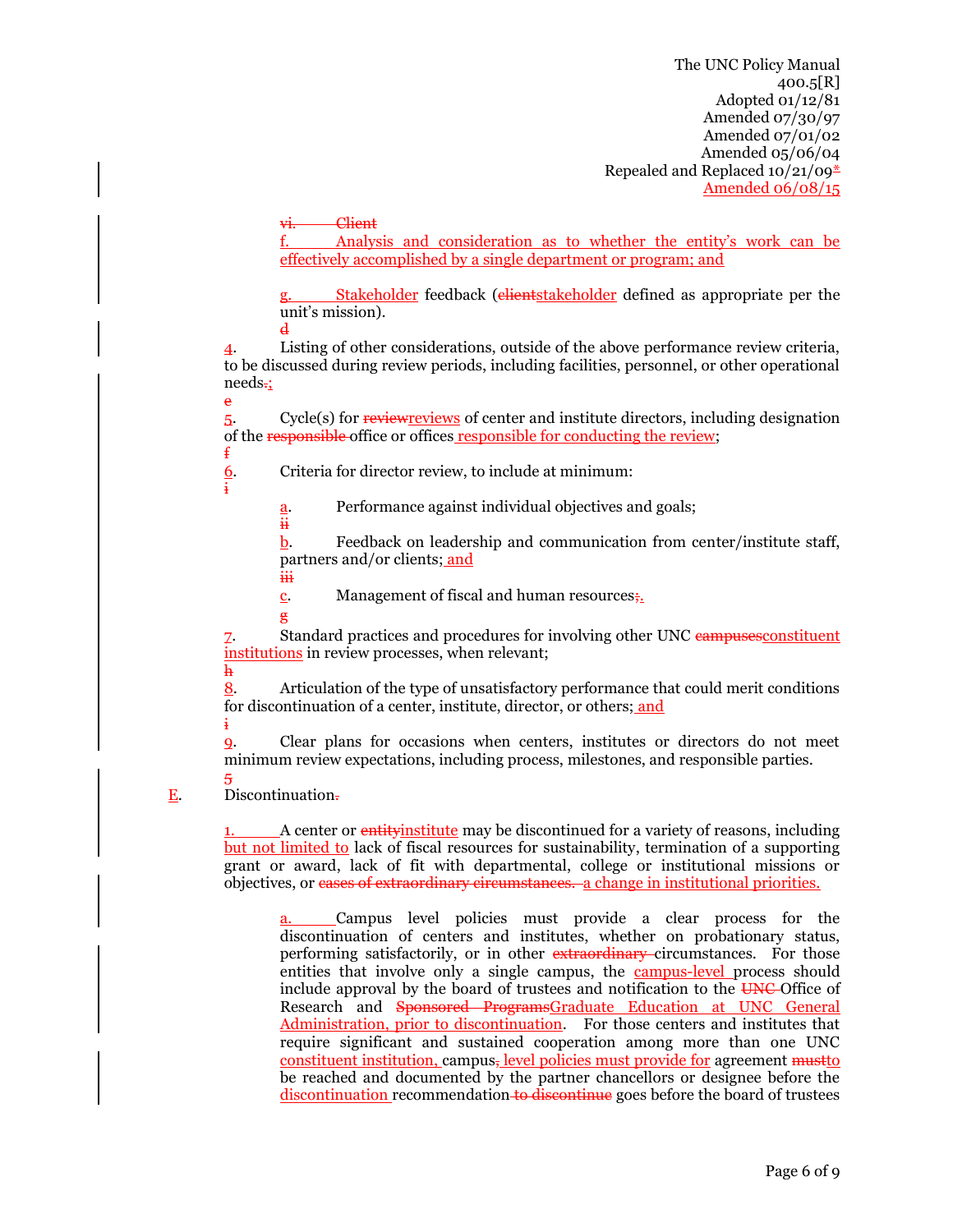The UNC Policy Manual
400.5[R]
Adopted 01/12/81
Amended 07/30/97
Amended 07/01/02
Amended 05/06/04
Repealed and Replaced 10/21/09*
Amended 06/08/15

~~vi. Client~~
f. Analysis and consideration as to whether the entity's work can be effectively accomplished by a single department or program; and

g. Stakeholder feedback (~~client~~stakeholder defined as appropriate per the unit's mission).
~~d~~
4. Listing of other considerations, outside of the above performance review criteria, to be discussed during review periods, including facilities, personnel, or other operational needs~~.~~;
~~e~~
5. Cycle(s) for ~~review~~reviews of center and institute directors, including designation of the ~~responsible~~ office or offices responsible for conducting the review;
~~f~~
6. Criteria for director review, to include at minimum:
~~i~~

a. Performance against individual objectives and goals;
~~ii~~
b. Feedback on leadership and communication from center/institute staff, partners and/or clients; and
~~iii~~
c. Management of fiscal and human resources~~;~~.
~~g~~
7. Standard practices and procedures for involving other UNC ~~campuses~~constituent institutions in review processes, when relevant;
~~h~~
8. Articulation of the type of unsatisfactory performance that could merit conditions for discontinuation of a center, institute, director, or others; and
~~i~~
9. Clear plans for occasions when centers, institutes or directors do not meet minimum review expectations, including process, milestones, and responsible parties.
~~5~~
E. Discontinuation~~.~~

1. A center or ~~entity~~institute may be discontinued for a variety of reasons, including but not limited to lack of fiscal resources for sustainability, termination of a supporting grant or award, lack of fit with departmental, college or institutional missions or objectives, or ~~cases of extraordinary circumstances.~~ a change in institutional priorities.

a. Campus level policies must provide a clear process for the discontinuation of centers and institutes, whether on probationary status, performing satisfactorily, or in other ~~extraordinary~~ circumstances. For those entities that involve only a single campus, the campus-level process should include approval by the board of trustees and notification to the ~~UNC~~ Office of Research and ~~Sponsored Programs~~Graduate Education at UNC General Administration, prior to discontinuation. For those centers and institutes that require significant and sustained cooperation among more than one UNC constituent institution, campus~~,~~ level policies must provide for agreement ~~must~~to be reached and documented by the partner chancellors or designee before the discontinuation recommendation ~~to discontinue~~ goes before the board of trustees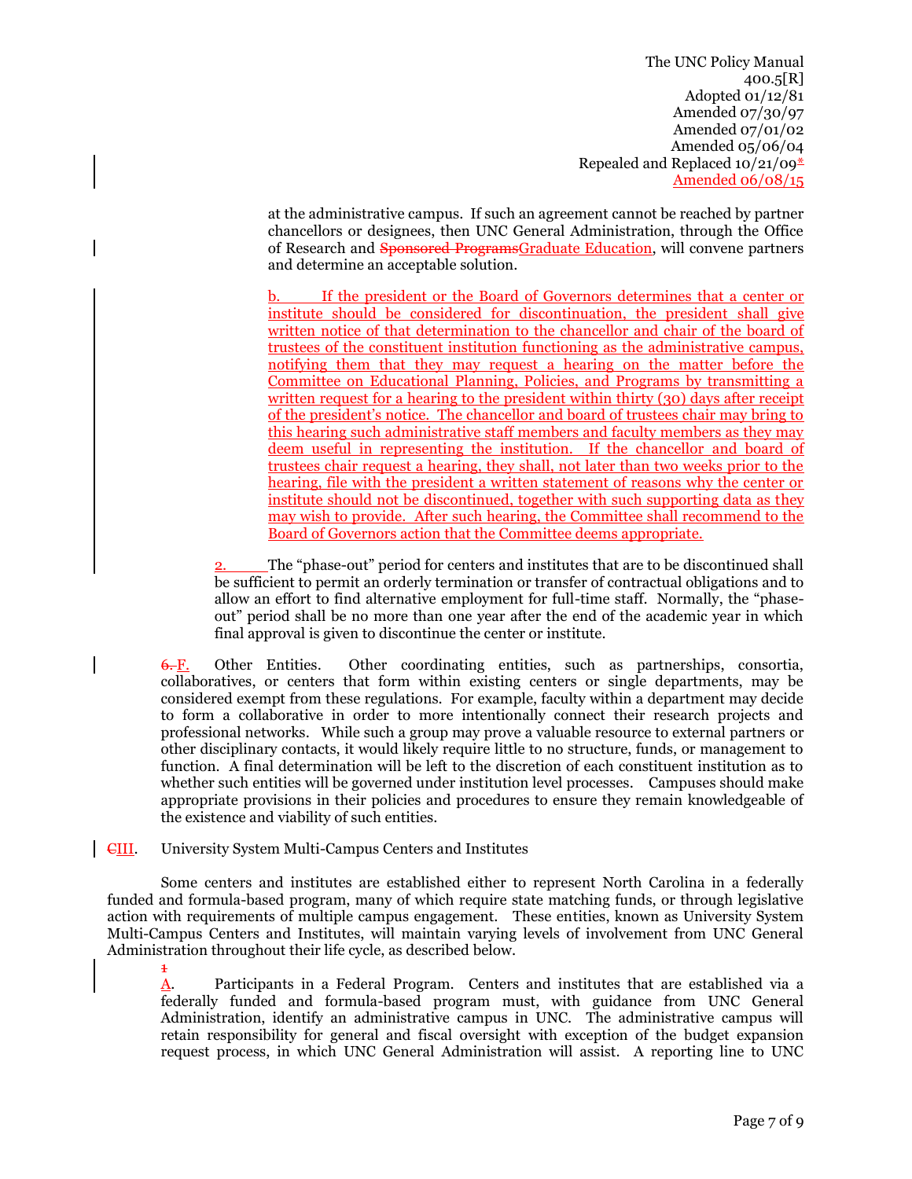at the administrative campus. If such an agreement cannot be reached by partner chancellors or designees, then UNC General Administration, through the Office of Research and ~~Sponsored Programs~~Graduate Education, will convene partners and determine an acceptable solution.

b. If the president or the Board of Governors determines that a center or institute should be considered for discontinuation, the president shall give written notice of that determination to the chancellor and chair of the board of trustees of the constituent institution functioning as the administrative campus, notifying them that they may request a hearing on the matter before the Committee on Educational Planning, Policies, and Programs by transmitting a written request for a hearing to the president within thirty (30) days after receipt of the president's notice. The chancellor and board of trustees chair may bring to this hearing such administrative staff members and faculty members as they may deem useful in representing the institution. If the chancellor and board of trustees chair request a hearing, they shall, not later than two weeks prior to the hearing, file with the president a written statement of reasons why the center or institute should not be discontinued, together with such supporting data as they may wish to provide. After such hearing, the Committee shall recommend to the Board of Governors action that the Committee deems appropriate.

2. The "phase-out" period for centers and institutes that are to be discontinued shall be sufficient to permit an orderly termination or transfer of contractual obligations and to allow an effort to find alternative employment for full-time staff. Normally, the "phase-out" period shall be no more than one year after the end of the academic year in which final approval is given to discontinue the center or institute.

~~6.~~ F. Other Entities. Other coordinating entities, such as partnerships, consortia, collaboratives, or centers that form within existing centers or single departments, may be considered exempt from these regulations. For example, faculty within a department may decide to form a collaborative in order to more intentionally connect their research projects and professional networks. While such a group may prove a valuable resource to external partners or other disciplinary contacts, it would likely require little to no structure, funds, or management to function. A final determination will be left to the discretion of each constituent institution as to whether such entities will be governed under institution level processes. Campuses should make appropriate provisions in their policies and procedures to ensure they remain knowledgeable of the existence and viability of such entities.

~~C~~III. University System Multi-Campus Centers and Institutes

Some centers and institutes are established either to represent North Carolina in a federally funded and formula-based program, many of which require state matching funds, or through legislative action with requirements of multiple campus engagement. These entities, known as University System Multi-Campus Centers and Institutes, will maintain varying levels of involvement from UNC General Administration throughout their life cycle, as described below.

~~1~~ A. Participants in a Federal Program. Centers and institutes that are established via a federally funded and formula-based program must, with guidance from UNC General Administration, identify an administrative campus in UNC. The administrative campus will retain responsibility for general and fiscal oversight with exception of the budget expansion request process, in which UNC General Administration will assist. A reporting line to UNC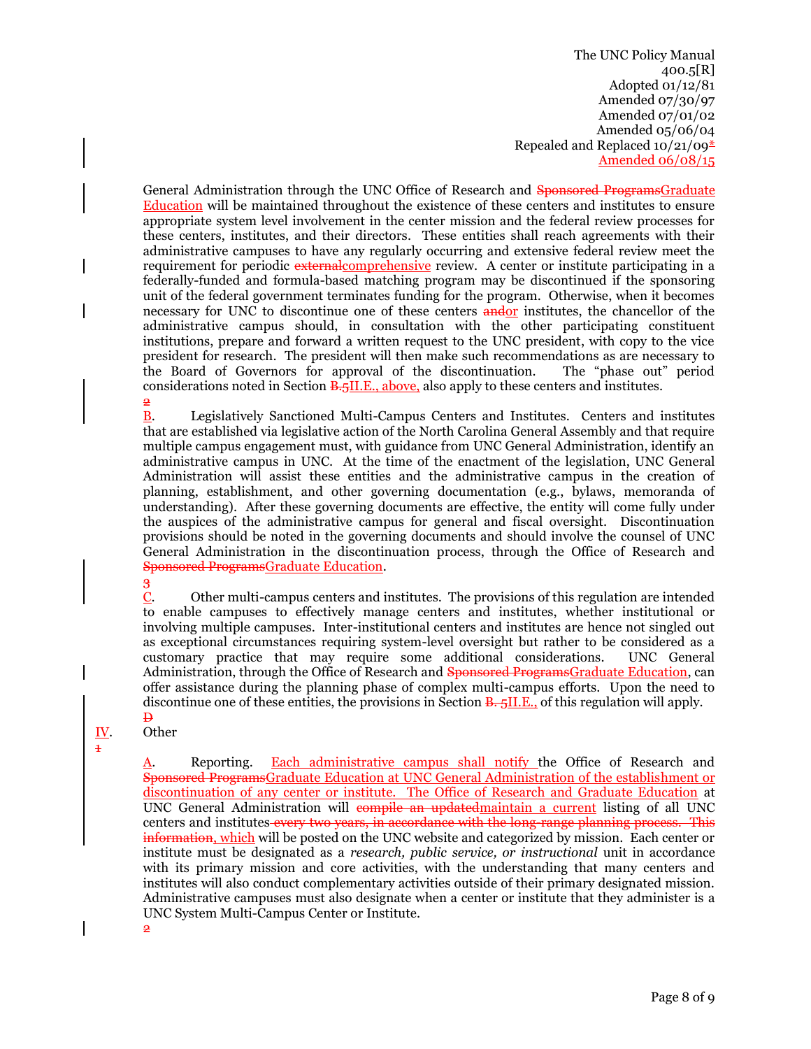The UNC Policy Manual
400.5[R]
Adopted 01/12/81
Amended 07/30/97
Amended 07/01/02
Amended 05/06/04
Repealed and Replaced 10/21/09*
Amended 06/08/15

General Administration through the UNC Office of Research and ~~Sponsored Programs~~Graduate Education will be maintained throughout the existence of these centers and institutes to ensure appropriate system level involvement in the center mission and the federal review processes for these centers, institutes, and their directors. These entities shall reach agreements with their administrative campuses to have any regularly occurring and extensive federal review meet the requirement for periodic ~~external~~comprehensive review. A center or institute participating in a federally-funded and formula-based matching program may be discontinued if the sponsoring unit of the federal government terminates funding for the program. Otherwise, when it becomes necessary for UNC to discontinue one of these centers ~~and~~or institutes, the chancellor of the administrative campus should, in consultation with the other participating constituent institutions, prepare and forward a written request to the UNC president, with copy to the vice president for research. The president will then make such recommendations as are necessary to the Board of Governors for approval of the discontinuation. The "phase out" period considerations noted in Section ~~B.5~~II.E., above, also apply to these centers and institutes.

~~2~~B. Legislatively Sanctioned Multi-Campus Centers and Institutes. Centers and institutes that are established via legislative action of the North Carolina General Assembly and that require multiple campus engagement must, with guidance from UNC General Administration, identify an administrative campus in UNC. At the time of the enactment of the legislation, UNC General Administration will assist these entities and the administrative campus in the creation of planning, establishment, and other governing documentation (e.g., bylaws, memoranda of understanding). After these governing documents are effective, the entity will come fully under the auspices of the administrative campus for general and fiscal oversight. Discontinuation provisions should be noted in the governing documents and should involve the counsel of UNC General Administration in the discontinuation process, through the Office of Research and ~~Sponsored Programs~~Graduate Education.

~~3~~C. Other multi-campus centers and institutes. The provisions of this regulation are intended to enable campuses to effectively manage centers and institutes, whether institutional or involving multiple campuses. Inter-institutional centers and institutes are hence not singled out as exceptional circumstances requiring system-level oversight but rather to be considered as a customary practice that may require some additional considerations. UNC General Administration, through the Office of Research and ~~Sponsored Programs~~Graduate Education, can offer assistance during the planning phase of complex multi-campus efforts. Upon the need to discontinue one of these entities, the provisions in Section ~~B. 5~~II.E., of this regulation will apply.

~~D~~IV. Other

~~1~~A. Reporting. Each administrative campus shall notify the Office of Research and ~~Sponsored Programs~~Graduate Education at UNC General Administration of the establishment or discontinuation of any center or institute. The Office of Research and Graduate Education at UNC General Administration will ~~compile an updated~~maintain a current listing of all UNC centers and institutes ~~every two years, in accordance with the long-range planning process. This information~~, which will be posted on the UNC website and categorized by mission. Each center or institute must be designated as a *research, public service, or instructional* unit in accordance with its primary mission and core activities, with the understanding that many centers and institutes will also conduct complementary activities outside of their primary designated mission. Administrative campuses must also designate when a center or institute that they administer is a UNC System Multi-Campus Center or Institute.

~~2~~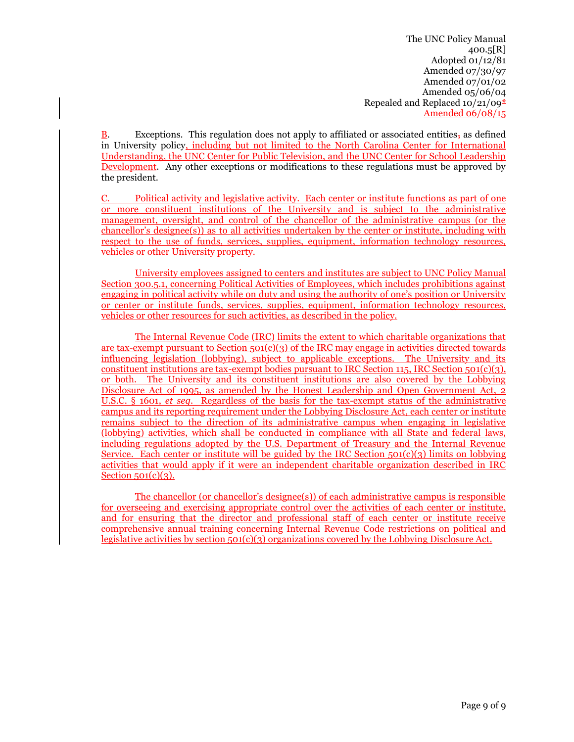The UNC Policy Manual
400.5[R]
Adopted 01/12/81
Amended 07/30/97
Amended 07/01/02
Amended 05/06/04
Repealed and Replaced 10/21/09*
Amended 06/08/15

B. Exceptions. This regulation does not apply to affiliated or associated entities, as defined in University policy, including but not limited to the North Carolina Center for International Understanding, the UNC Center for Public Television, and the UNC Center for School Leadership Development. Any other exceptions or modifications to these regulations must be approved by the president.

C. Political activity and legislative activity. Each center or institute functions as part of one or more constituent institutions of the University and is subject to the administrative management, oversight, and control of the chancellor of the administrative campus (or the chancellor's designee(s)) as to all activities undertaken by the center or institute, including with respect to the use of funds, services, supplies, equipment, information technology resources, vehicles or other University property.

University employees assigned to centers and institutes are subject to UNC Policy Manual Section 300.5.1, concerning Political Activities of Employees, which includes prohibitions against engaging in political activity while on duty and using the authority of one's position or University or center or institute funds, services, supplies, equipment, information technology resources, vehicles or other resources for such activities, as described in the policy.

The Internal Revenue Code (IRC) limits the extent to which charitable organizations that are tax-exempt pursuant to Section 501(c)(3) of the IRC may engage in activities directed towards influencing legislation (lobbying), subject to applicable exceptions. The University and its constituent institutions are tax-exempt bodies pursuant to IRC Section 115, IRC Section 501(c)(3), or both. The University and its constituent institutions are also covered by the Lobbying Disclosure Act of 1995, as amended by the Honest Leadership and Open Government Act, 2 U.S.C. § 1601, *et seq.* Regardless of the basis for the tax-exempt status of the administrative campus and its reporting requirement under the Lobbying Disclosure Act, each center or institute remains subject to the direction of its administrative campus when engaging in legislative (lobbying) activities, which shall be conducted in compliance with all State and federal laws, including regulations adopted by the U.S. Department of Treasury and the Internal Revenue Service. Each center or institute will be guided by the IRC Section 501(c)(3) limits on lobbying activities that would apply if it were an independent charitable organization described in IRC Section 501(c)(3).

The chancellor (or chancellor's designee(s)) of each administrative campus is responsible for overseeing and exercising appropriate control over the activities of each center or institute, and for ensuring that the director and professional staff of each center or institute receive comprehensive annual training concerning Internal Revenue Code restrictions on political and legislative activities by section 501(c)(3) organizations covered by the Lobbying Disclosure Act.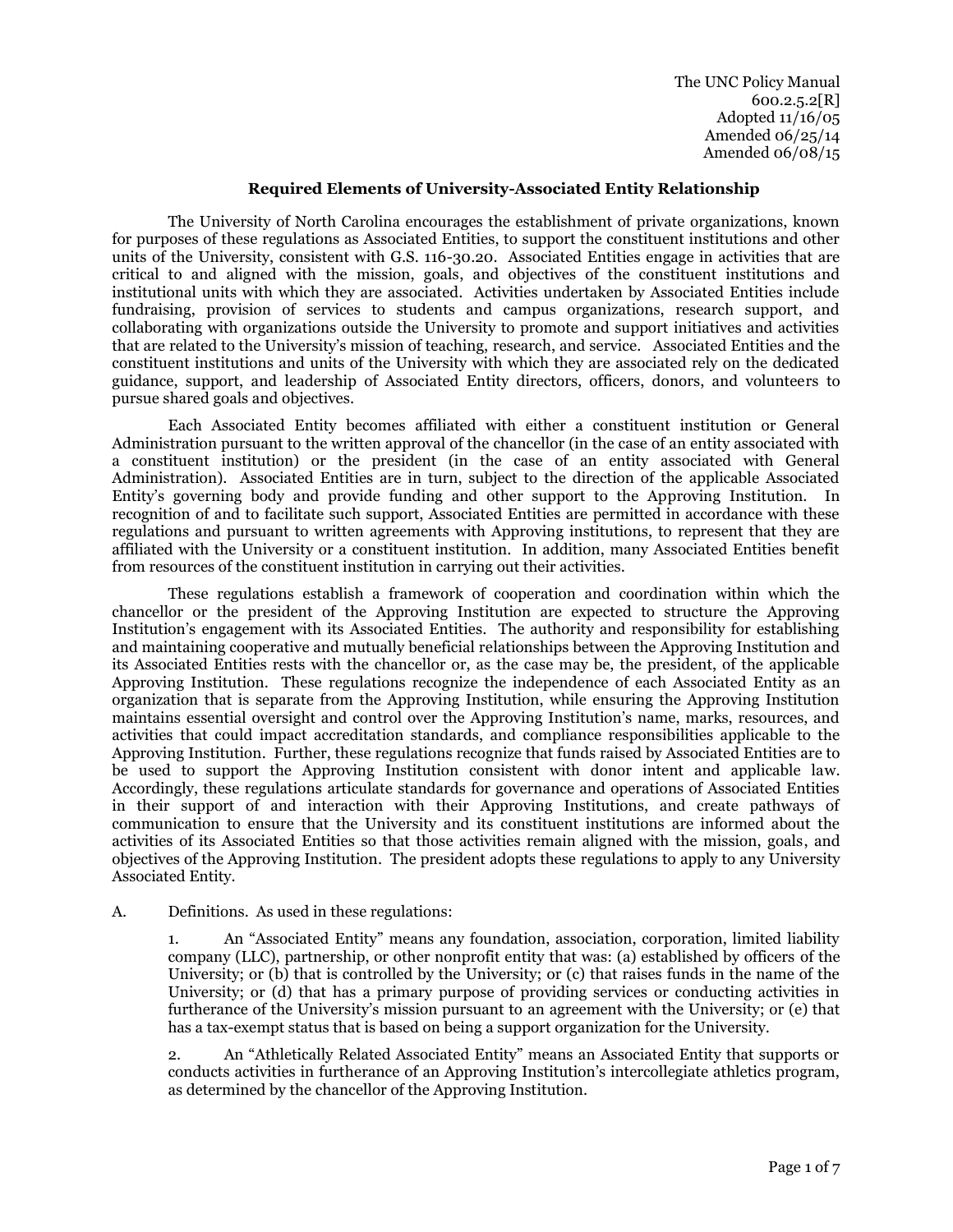The UNC Policy Manual
600.2.5.2[R]
Adopted 11/16/05
Amended 06/25/14
Amended 06/08/15

### Required Elements of University-Associated Entity Relationship

The University of North Carolina encourages the establishment of private organizations, known for purposes of these regulations as Associated Entities, to support the constituent institutions and other units of the University, consistent with G.S. 116-30.20. Associated Entities engage in activities that are critical to and aligned with the mission, goals, and objectives of the constituent institutions and institutional units with which they are associated. Activities undertaken by Associated Entities include fundraising, provision of services to students and campus organizations, research support, and collaborating with organizations outside the University to promote and support initiatives and activities that are related to the University's mission of teaching, research, and service. Associated Entities and the constituent institutions and units of the University with which they are associated rely on the dedicated guidance, support, and leadership of Associated Entity directors, officers, donors, and volunteers to pursue shared goals and objectives.

Each Associated Entity becomes affiliated with either a constituent institution or General Administration pursuant to the written approval of the chancellor (in the case of an entity associated with a constituent institution) or the president (in the case of an entity associated with General Administration). Associated Entities are in turn, subject to the direction of the applicable Associated Entity's governing body and provide funding and other support to the Approving Institution. In recognition of and to facilitate such support, Associated Entities are permitted in accordance with these regulations and pursuant to written agreements with Approving institutions, to represent that they are affiliated with the University or a constituent institution. In addition, many Associated Entities benefit from resources of the constituent institution in carrying out their activities.

These regulations establish a framework of cooperation and coordination within which the chancellor or the president of the Approving Institution are expected to structure the Approving Institution's engagement with its Associated Entities. The authority and responsibility for establishing and maintaining cooperative and mutually beneficial relationships between the Approving Institution and its Associated Entities rests with the chancellor or, as the case may be, the president, of the applicable Approving Institution. These regulations recognize the independence of each Associated Entity as an organization that is separate from the Approving Institution, while ensuring the Approving Institution maintains essential oversight and control over the Approving Institution's name, marks, resources, and activities that could impact accreditation standards, and compliance responsibilities applicable to the Approving Institution. Further, these regulations recognize that funds raised by Associated Entities are to be used to support the Approving Institution consistent with donor intent and applicable law. Accordingly, these regulations articulate standards for governance and operations of Associated Entities in their support of and interaction with their Approving Institutions, and create pathways of communication to ensure that the University and its constituent institutions are informed about the activities of its Associated Entities so that those activities remain aligned with the mission, goals, and objectives of the Approving Institution. The president adopts these regulations to apply to any University Associated Entity.

A. Definitions. As used in these regulations:

1. An "Associated Entity" means any foundation, association, corporation, limited liability company (LLC), partnership, or other nonprofit entity that was: (a) established by officers of the University; or (b) that is controlled by the University; or (c) that raises funds in the name of the University; or (d) that has a primary purpose of providing services or conducting activities in furtherance of the University's mission pursuant to an agreement with the University; or (e) that has a tax-exempt status that is based on being a support organization for the University.

2. An "Athletically Related Associated Entity" means an Associated Entity that supports or conducts activities in furtherance of an Approving Institution's intercollegiate athletics program, as determined by the chancellor of the Approving Institution.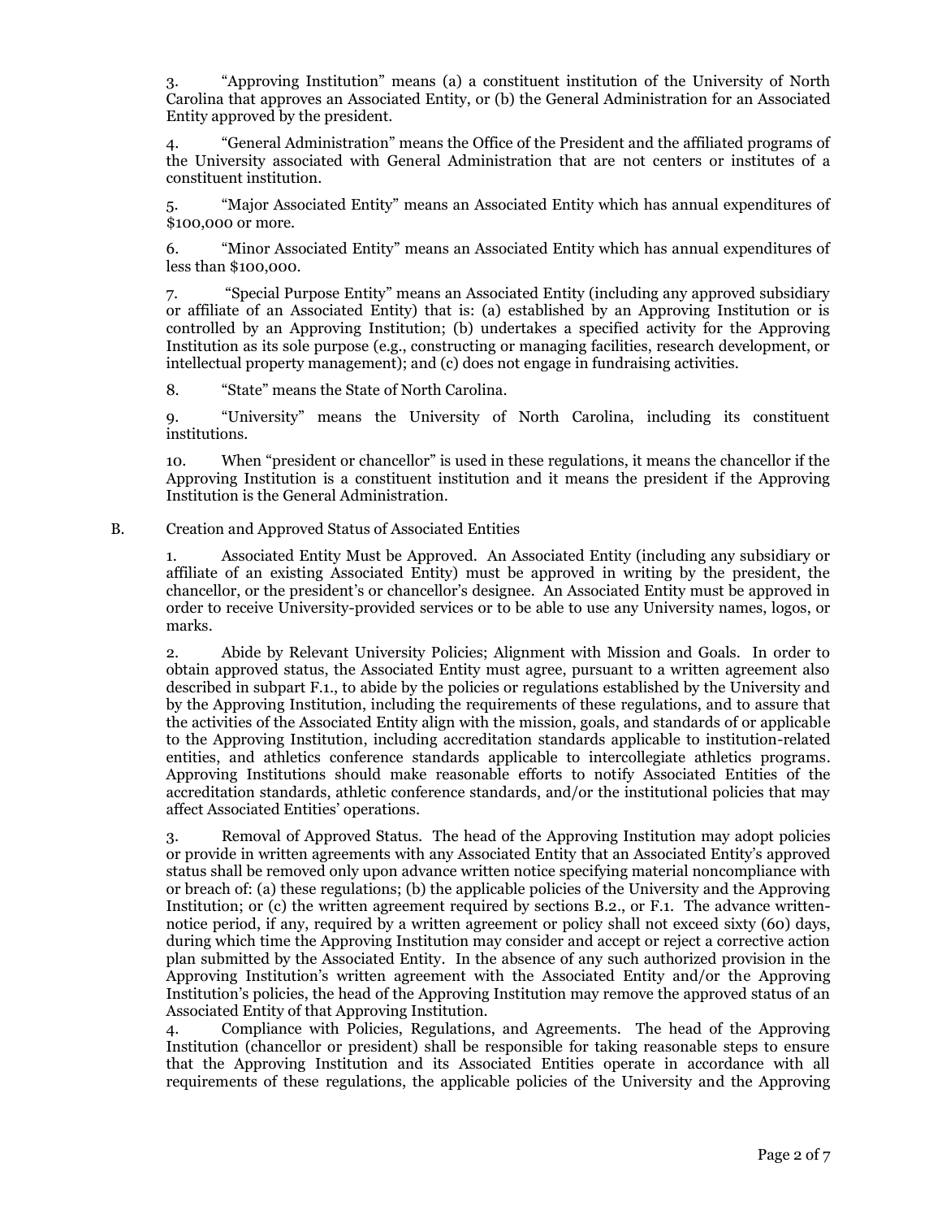3. "Approving Institution" means (a) a constituent institution of the University of North Carolina that approves an Associated Entity, or (b) the General Administration for an Associated Entity approved by the president.

4. "General Administration" means the Office of the President and the affiliated programs of the University associated with General Administration that are not centers or institutes of a constituent institution.

5. "Major Associated Entity" means an Associated Entity which has annual expenditures of $100,000 or more.

6. "Minor Associated Entity" means an Associated Entity which has annual expenditures of less than $100,000.

7. "Special Purpose Entity" means an Associated Entity (including any approved subsidiary or affiliate of an Associated Entity) that is: (a) established by an Approving Institution or is controlled by an Approving Institution; (b) undertakes a specified activity for the Approving Institution as its sole purpose (e.g., constructing or managing facilities, research development, or intellectual property management); and (c) does not engage in fundraising activities.

8. "State" means the State of North Carolina.

9. "University" means the University of North Carolina, including its constituent institutions.

10. When "president or chancellor" is used in these regulations, it means the chancellor if the Approving Institution is a constituent institution and it means the president if the Approving Institution is the General Administration.

B. Creation and Approved Status of Associated Entities

1. Associated Entity Must be Approved. An Associated Entity (including any subsidiary or affiliate of an existing Associated Entity) must be approved in writing by the president, the chancellor, or the president's or chancellor's designee. An Associated Entity must be approved in order to receive University-provided services or to be able to use any University names, logos, or marks.

2. Abide by Relevant University Policies; Alignment with Mission and Goals. In order to obtain approved status, the Associated Entity must agree, pursuant to a written agreement also described in subpart F.1., to abide by the policies or regulations established by the University and by the Approving Institution, including the requirements of these regulations, and to assure that the activities of the Associated Entity align with the mission, goals, and standards of or applicable to the Approving Institution, including accreditation standards applicable to institution-related entities, and athletics conference standards applicable to intercollegiate athletics programs. Approving Institutions should make reasonable efforts to notify Associated Entities of the accreditation standards, athletic conference standards, and/or the institutional policies that may affect Associated Entities' operations.

3. Removal of Approved Status. The head of the Approving Institution may adopt policies or provide in written agreements with any Associated Entity that an Associated Entity's approved status shall be removed only upon advance written notice specifying material noncompliance with or breach of: (a) these regulations; (b) the applicable policies of the University and the Approving Institution; or (c) the written agreement required by sections B.2., or F.1. The advance written-notice period, if any, required by a written agreement or policy shall not exceed sixty (60) days, during which time the Approving Institution may consider and accept or reject a corrective action plan submitted by the Associated Entity. In the absence of any such authorized provision in the Approving Institution's written agreement with the Associated Entity and/or the Approving Institution's policies, the head of the Approving Institution may remove the approved status of an Associated Entity of that Approving Institution.

4. Compliance with Policies, Regulations, and Agreements. The head of the Approving Institution (chancellor or president) shall be responsible for taking reasonable steps to ensure that the Approving Institution and its Associated Entities operate in accordance with all requirements of these regulations, the applicable policies of the University and the Approving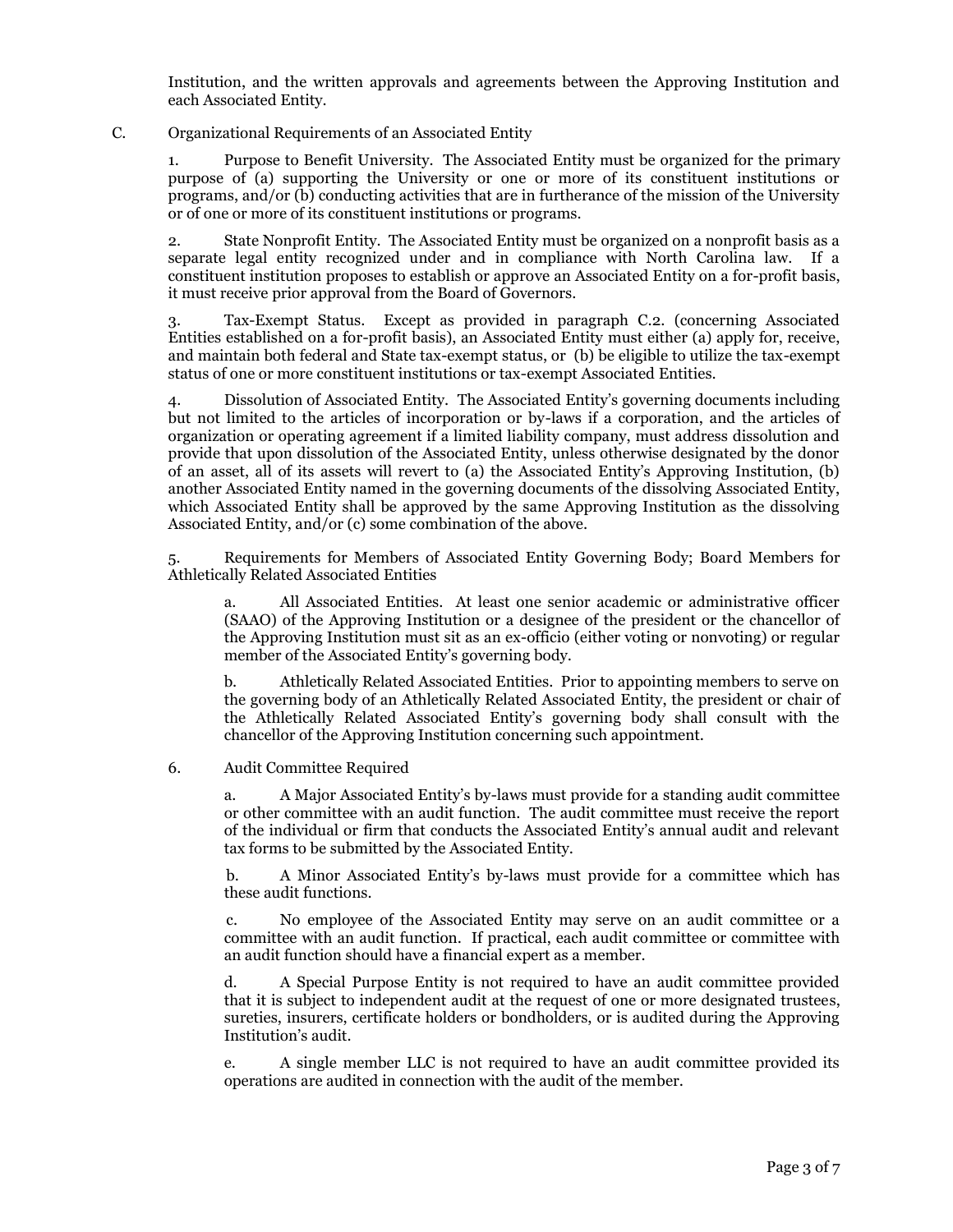Institution, and the written approvals and agreements between the Approving Institution and each Associated Entity.

C. Organizational Requirements of an Associated Entity

1. Purpose to Benefit University. The Associated Entity must be organized for the primary purpose of (a) supporting the University or one or more of its constituent institutions or programs, and/or (b) conducting activities that are in furtherance of the mission of the University or of one or more of its constituent institutions or programs.

2. State Nonprofit Entity. The Associated Entity must be organized on a nonprofit basis as a separate legal entity recognized under and in compliance with North Carolina law. If a constituent institution proposes to establish or approve an Associated Entity on a for-profit basis, it must receive prior approval from the Board of Governors.

3. Tax-Exempt Status. Except as provided in paragraph C.2. (concerning Associated Entities established on a for-profit basis), an Associated Entity must either (a) apply for, receive, and maintain both federal and State tax-exempt status, or (b) be eligible to utilize the tax-exempt status of one or more constituent institutions or tax-exempt Associated Entities.

4. Dissolution of Associated Entity. The Associated Entity's governing documents including but not limited to the articles of incorporation or by-laws if a corporation, and the articles of organization or operating agreement if a limited liability company, must address dissolution and provide that upon dissolution of the Associated Entity, unless otherwise designated by the donor of an asset, all of its assets will revert to (a) the Associated Entity's Approving Institution, (b) another Associated Entity named in the governing documents of the dissolving Associated Entity, which Associated Entity shall be approved by the same Approving Institution as the dissolving Associated Entity, and/or (c) some combination of the above.

5. Requirements for Members of Associated Entity Governing Body; Board Members for Athletically Related Associated Entities

a. All Associated Entities. At least one senior academic or administrative officer (SAAO) of the Approving Institution or a designee of the president or the chancellor of the Approving Institution must sit as an ex-officio (either voting or nonvoting) or regular member of the Associated Entity's governing body.

b. Athletically Related Associated Entities. Prior to appointing members to serve on the governing body of an Athletically Related Associated Entity, the president or chair of the Athletically Related Associated Entity's governing body shall consult with the chancellor of the Approving Institution concerning such appointment.

6. Audit Committee Required

a. A Major Associated Entity's by-laws must provide for a standing audit committee or other committee with an audit function. The audit committee must receive the report of the individual or firm that conducts the Associated Entity's annual audit and relevant tax forms to be submitted by the Associated Entity.

b. A Minor Associated Entity's by-laws must provide for a committee which has these audit functions.

c. No employee of the Associated Entity may serve on an audit committee or a committee with an audit function. If practical, each audit committee or committee with an audit function should have a financial expert as a member.

d. A Special Purpose Entity is not required to have an audit committee provided that it is subject to independent audit at the request of one or more designated trustees, sureties, insurers, certificate holders or bondholders, or is audited during the Approving Institution's audit.

e. A single member LLC is not required to have an audit committee provided its operations are audited in connection with the audit of the member.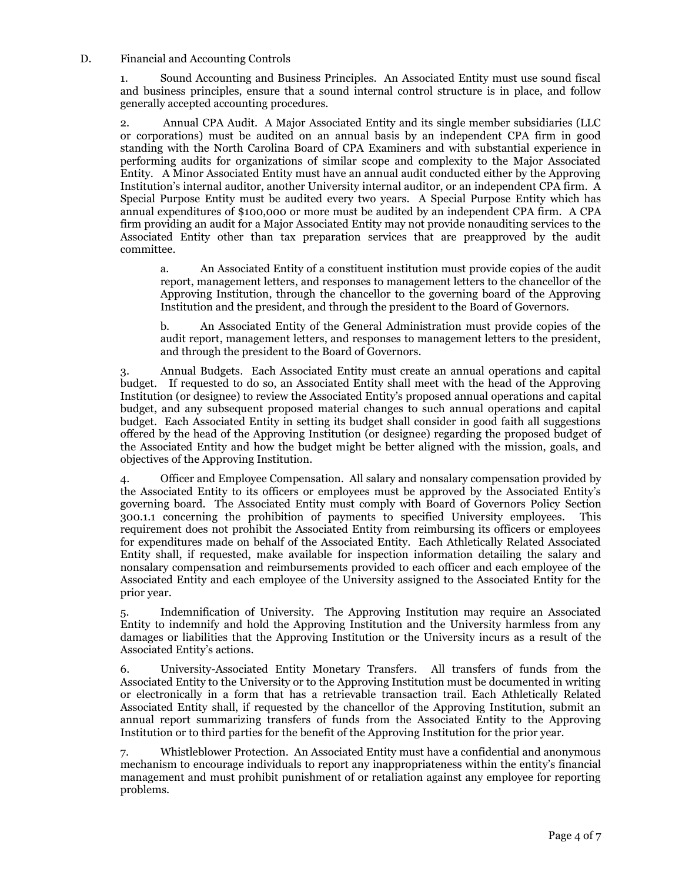D. Financial and Accounting Controls

1. Sound Accounting and Business Principles. An Associated Entity must use sound fiscal and business principles, ensure that a sound internal control structure is in place, and follow generally accepted accounting procedures.

2. Annual CPA Audit. A Major Associated Entity and its single member subsidiaries (LLC or corporations) must be audited on an annual basis by an independent CPA firm in good standing with the North Carolina Board of CPA Examiners and with substantial experience in performing audits for organizations of similar scope and complexity to the Major Associated Entity. A Minor Associated Entity must have an annual audit conducted either by the Approving Institution's internal auditor, another University internal auditor, or an independent CPA firm. A Special Purpose Entity must be audited every two years. A Special Purpose Entity which has annual expenditures of $100,000 or more must be audited by an independent CPA firm. A CPA firm providing an audit for a Major Associated Entity may not provide nonauditing services to the Associated Entity other than tax preparation services that are preapproved by the audit committee.

   a. An Associated Entity of a constituent institution must provide copies of the audit report, management letters, and responses to management letters to the chancellor of the Approving Institution, through the chancellor to the governing board of the Approving Institution and the president, and through the president to the Board of Governors.

   b. An Associated Entity of the General Administration must provide copies of the audit report, management letters, and responses to management letters to the president, and through the president to the Board of Governors.

3. Annual Budgets. Each Associated Entity must create an annual operations and capital budget. If requested to do so, an Associated Entity shall meet with the head of the Approving Institution (or designee) to review the Associated Entity's proposed annual operations and capital budget, and any subsequent proposed material changes to such annual operations and capital budget. Each Associated Entity in setting its budget shall consider in good faith all suggestions offered by the head of the Approving Institution (or designee) regarding the proposed budget of the Associated Entity and how the budget might be better aligned with the mission, goals, and objectives of the Approving Institution.

4. Officer and Employee Compensation. All salary and nonsalary compensation provided by the Associated Entity to its officers or employees must be approved by the Associated Entity's governing board. The Associated Entity must comply with Board of Governors Policy Section 300.1.1 concerning the prohibition of payments to specified University employees. This requirement does not prohibit the Associated Entity from reimbursing its officers or employees for expenditures made on behalf of the Associated Entity. Each Athletically Related Associated Entity shall, if requested, make available for inspection information detailing the salary and nonsalary compensation and reimbursements provided to each officer and each employee of the Associated Entity and each employee of the University assigned to the Associated Entity for the prior year.

5. Indemnification of University. The Approving Institution may require an Associated Entity to indemnify and hold the Approving Institution and the University harmless from any damages or liabilities that the Approving Institution or the University incurs as a result of the Associated Entity's actions.

6. University-Associated Entity Monetary Transfers. All transfers of funds from the Associated Entity to the University or to the Approving Institution must be documented in writing or electronically in a form that has a retrievable transaction trail. Each Athletically Related Associated Entity shall, if requested by the chancellor of the Approving Institution, submit an annual report summarizing transfers of funds from the Associated Entity to the Approving Institution or to third parties for the benefit of the Approving Institution for the prior year.

7. Whistleblower Protection. An Associated Entity must have a confidential and anonymous mechanism to encourage individuals to report any inappropriateness within the entity's financial management and must prohibit punishment of or retaliation against any employee for reporting problems.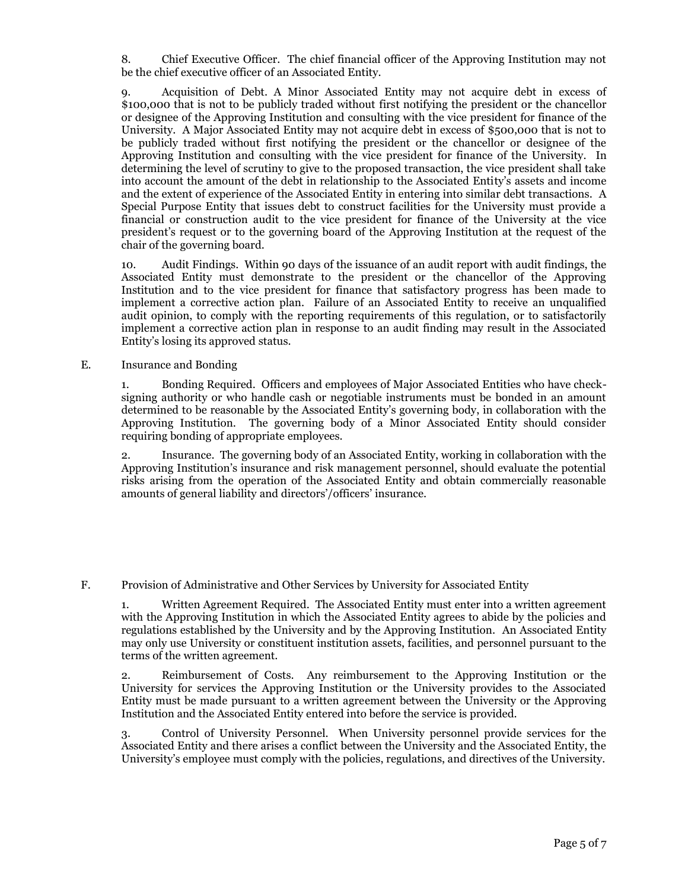8. Chief Executive Officer. The chief financial officer of the Approving Institution may not be the chief executive officer of an Associated Entity.

9. Acquisition of Debt. A Minor Associated Entity may not acquire debt in excess of $100,000 that is not to be publicly traded without first notifying the president or the chancellor or designee of the Approving Institution and consulting with the vice president for finance of the University. A Major Associated Entity may not acquire debt in excess of $500,000 that is not to be publicly traded without first notifying the president or the chancellor or designee of the Approving Institution and consulting with the vice president for finance of the University. In determining the level of scrutiny to give to the proposed transaction, the vice president shall take into account the amount of the debt in relationship to the Associated Entity's assets and income and the extent of experience of the Associated Entity in entering into similar debt transactions. A Special Purpose Entity that issues debt to construct facilities for the University must provide a financial or construction audit to the vice president for finance of the University at the vice president's request or to the governing board of the Approving Institution at the request of the chair of the governing board.

10. Audit Findings. Within 90 days of the issuance of an audit report with audit findings, the Associated Entity must demonstrate to the president or the chancellor of the Approving Institution and to the vice president for finance that satisfactory progress has been made to implement a corrective action plan. Failure of an Associated Entity to receive an unqualified audit opinion, to comply with the reporting requirements of this regulation, or to satisfactorily implement a corrective action plan in response to an audit finding may result in the Associated Entity's losing its approved status.

E. Insurance and Bonding

1. Bonding Required. Officers and employees of Major Associated Entities who have check-signing authority or who handle cash or negotiable instruments must be bonded in an amount determined to be reasonable by the Associated Entity's governing body, in collaboration with the Approving Institution. The governing body of a Minor Associated Entity should consider requiring bonding of appropriate employees.

2. Insurance. The governing body of an Associated Entity, working in collaboration with the Approving Institution's insurance and risk management personnel, should evaluate the potential risks arising from the operation of the Associated Entity and obtain commercially reasonable amounts of general liability and directors'/officers' insurance.

F. Provision of Administrative and Other Services by University for Associated Entity

1. Written Agreement Required. The Associated Entity must enter into a written agreement with the Approving Institution in which the Associated Entity agrees to abide by the policies and regulations established by the University and by the Approving Institution. An Associated Entity may only use University or constituent institution assets, facilities, and personnel pursuant to the terms of the written agreement.

2. Reimbursement of Costs. Any reimbursement to the Approving Institution or the University for services the Approving Institution or the University provides to the Associated Entity must be made pursuant to a written agreement between the University or the Approving Institution and the Associated Entity entered into before the service is provided.

3. Control of University Personnel. When University personnel provide services for the Associated Entity and there arises a conflict between the University and the Associated Entity, the University's employee must comply with the policies, regulations, and directives of the University.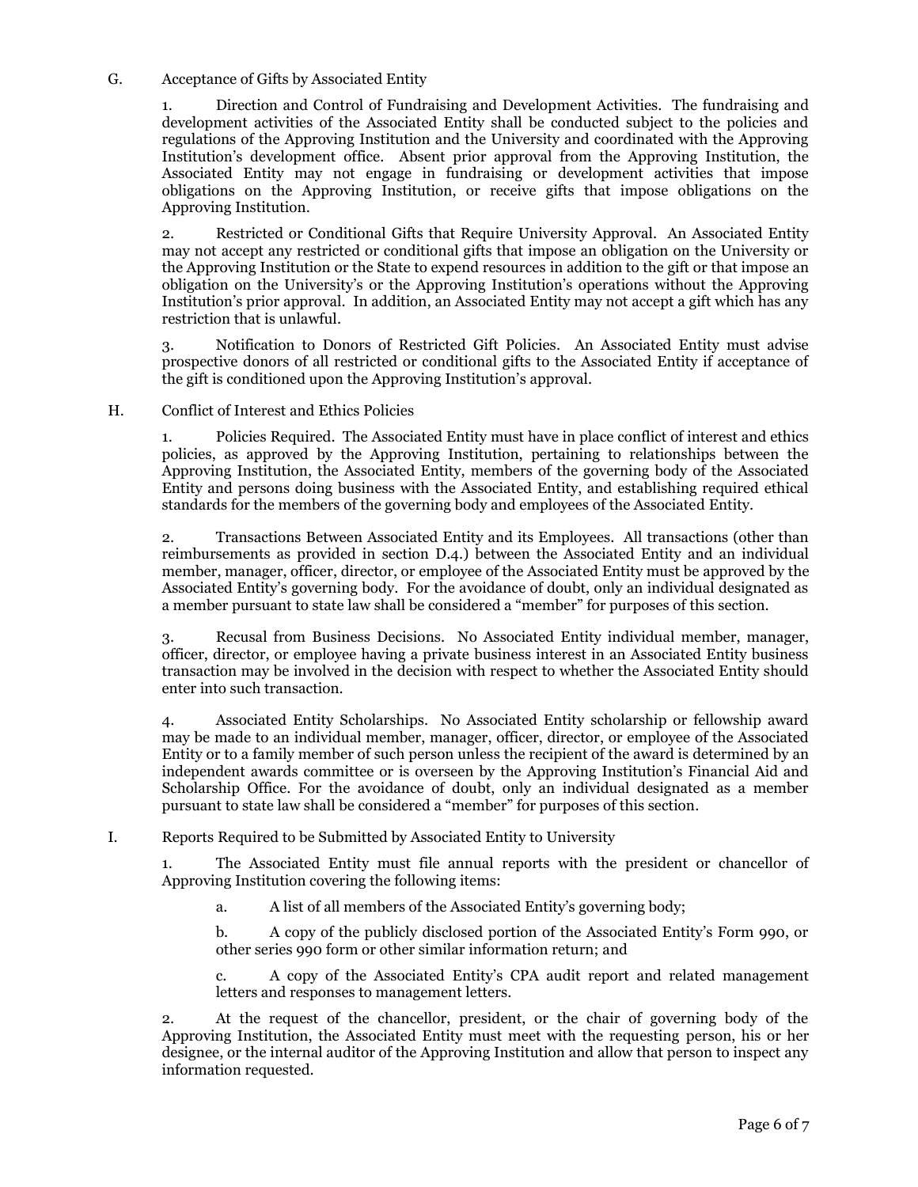G. Acceptance of Gifts by Associated Entity

1. Direction and Control of Fundraising and Development Activities. The fundraising and development activities of the Associated Entity shall be conducted subject to the policies and regulations of the Approving Institution and the University and coordinated with the Approving Institution's development office. Absent prior approval from the Approving Institution, the Associated Entity may not engage in fundraising or development activities that impose obligations on the Approving Institution, or receive gifts that impose obligations on the Approving Institution.

2. Restricted or Conditional Gifts that Require University Approval. An Associated Entity may not accept any restricted or conditional gifts that impose an obligation on the University or the Approving Institution or the State to expend resources in addition to the gift or that impose an obligation on the University's or the Approving Institution's operations without the Approving Institution's prior approval. In addition, an Associated Entity may not accept a gift which has any restriction that is unlawful.

3. Notification to Donors of Restricted Gift Policies. An Associated Entity must advise prospective donors of all restricted or conditional gifts to the Associated Entity if acceptance of the gift is conditioned upon the Approving Institution's approval.

H. Conflict of Interest and Ethics Policies

1. Policies Required. The Associated Entity must have in place conflict of interest and ethics policies, as approved by the Approving Institution, pertaining to relationships between the Approving Institution, the Associated Entity, members of the governing body of the Associated Entity and persons doing business with the Associated Entity, and establishing required ethical standards for the members of the governing body and employees of the Associated Entity.

2. Transactions Between Associated Entity and its Employees. All transactions (other than reimbursements as provided in section D.4.) between the Associated Entity and an individual member, manager, officer, director, or employee of the Associated Entity must be approved by the Associated Entity's governing body. For the avoidance of doubt, only an individual designated as a member pursuant to state law shall be considered a "member" for purposes of this section.

3. Recusal from Business Decisions. No Associated Entity individual member, manager, officer, director, or employee having a private business interest in an Associated Entity business transaction may be involved in the decision with respect to whether the Associated Entity should enter into such transaction.

4. Associated Entity Scholarships. No Associated Entity scholarship or fellowship award may be made to an individual member, manager, officer, director, or employee of the Associated Entity or to a family member of such person unless the recipient of the award is determined by an independent awards committee or is overseen by the Approving Institution's Financial Aid and Scholarship Office. For the avoidance of doubt, only an individual designated as a member pursuant to state law shall be considered a "member" for purposes of this section.

I. Reports Required to be Submitted by Associated Entity to University

1. The Associated Entity must file annual reports with the president or chancellor of Approving Institution covering the following items:

   a. A list of all members of the Associated Entity's governing body;

   b. A copy of the publicly disclosed portion of the Associated Entity's Form 990, or other series 990 form or other similar information return; and

   c. A copy of the Associated Entity's CPA audit report and related management letters and responses to management letters.

2. At the request of the chancellor, president, or the chair of governing body of the Approving Institution, the Associated Entity must meet with the requesting person, his or her designee, or the internal auditor of the Approving Institution and allow that person to inspect any information requested.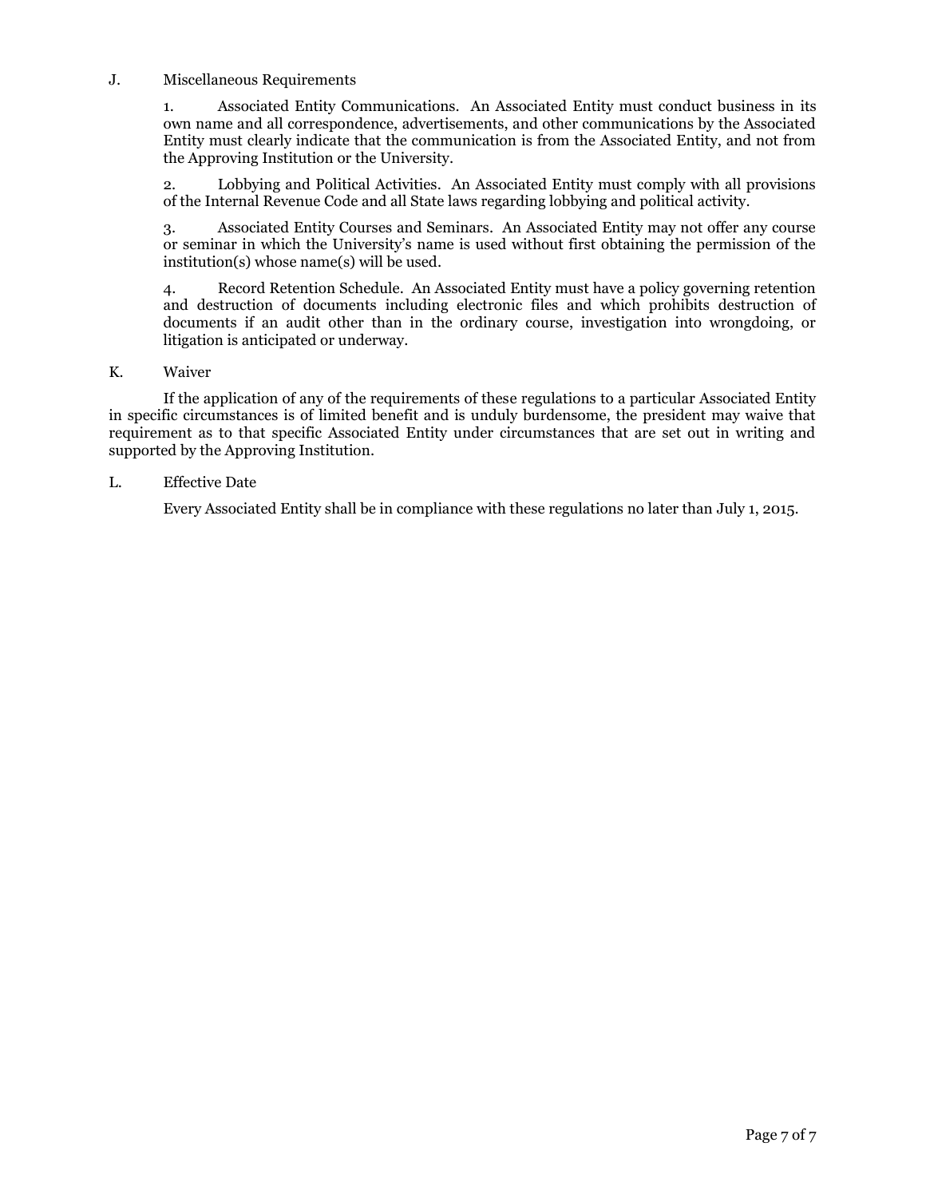J. Miscellaneous Requirements

1. Associated Entity Communications. An Associated Entity must conduct business in its own name and all correspondence, advertisements, and other communications by the Associated Entity must clearly indicate that the communication is from the Associated Entity, and not from the Approving Institution or the University.

2. Lobbying and Political Activities. An Associated Entity must comply with all provisions of the Internal Revenue Code and all State laws regarding lobbying and political activity.

3. Associated Entity Courses and Seminars. An Associated Entity may not offer any course or seminar in which the University's name is used without first obtaining the permission of the institution(s) whose name(s) will be used.

4. Record Retention Schedule. An Associated Entity must have a policy governing retention and destruction of documents including electronic files and which prohibits destruction of documents if an audit other than in the ordinary course, investigation into wrongdoing, or litigation is anticipated or underway.

K. Waiver

If the application of any of the requirements of these regulations to a particular Associated Entity in specific circumstances is of limited benefit and is unduly burdensome, the president may waive that requirement as to that specific Associated Entity under circumstances that are set out in writing and supported by the Approving Institution.

L. Effective Date

Every Associated Entity shall be in compliance with these regulations no later than July 1, 2015.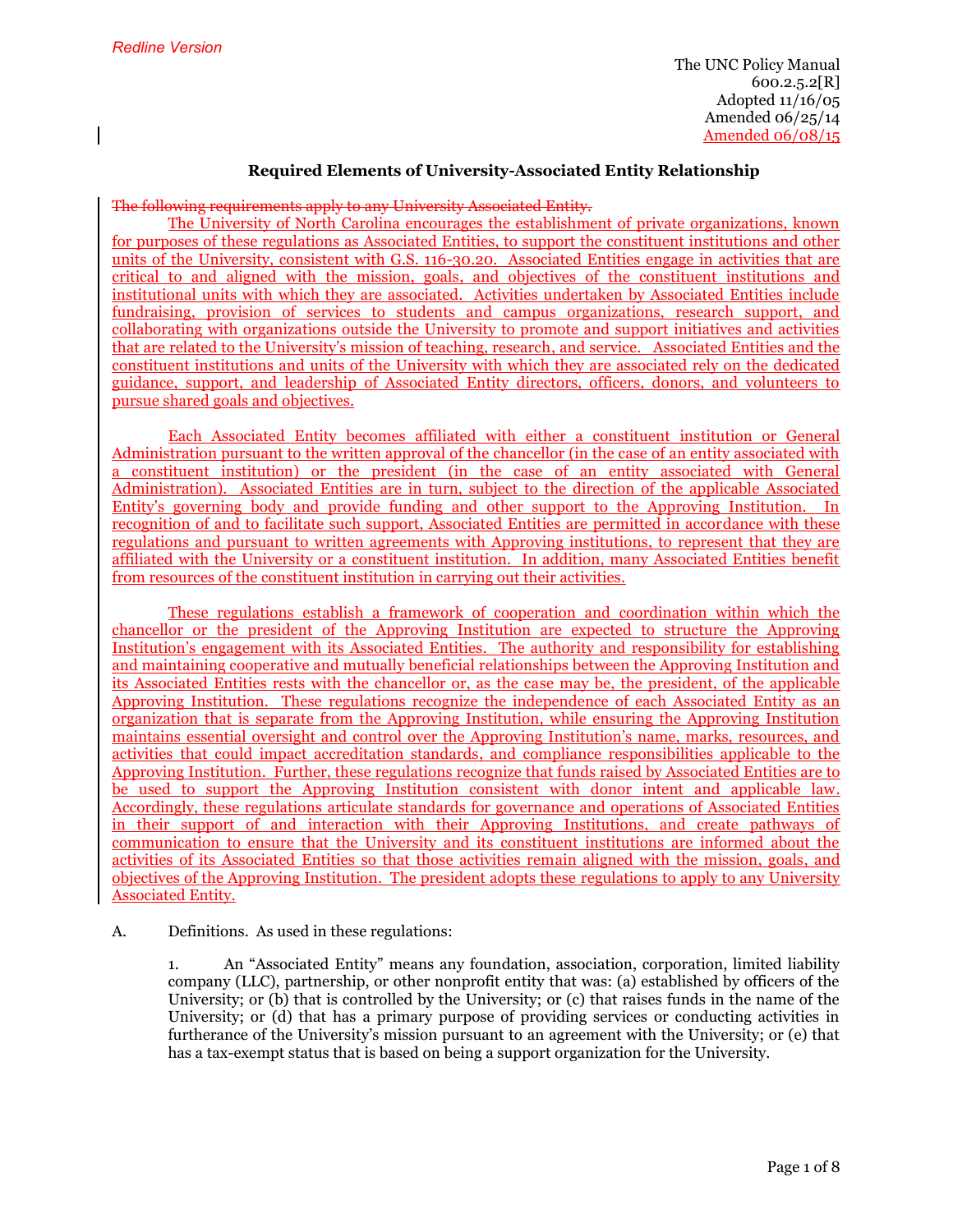*Redline Version*

The UNC Policy Manual
600.2.5.2[R]
Adopted 11/16/05
Amended 06/25/14
Amended 06/08/15

**Required Elements of University-Associated Entity Relationship**

~~The following requirements apply to any University Associated Entity.~~

The University of North Carolina encourages the establishment of private organizations, known for purposes of these regulations as Associated Entities, to support the constituent institutions and other units of the University, consistent with G.S. 116-30.20. Associated Entities engage in activities that are critical to and aligned with the mission, goals, and objectives of the constituent institutions and institutional units with which they are associated. Activities undertaken by Associated Entities include fundraising, provision of services to students and campus organizations, research support, and collaborating with organizations outside the University to promote and support initiatives and activities that are related to the University's mission of teaching, research, and service. Associated Entities and the constituent institutions and units of the University with which they are associated rely on the dedicated guidance, support, and leadership of Associated Entity directors, officers, donors, and volunteers to pursue shared goals and objectives.

Each Associated Entity becomes affiliated with either a constituent institution or General Administration pursuant to the written approval of the chancellor (in the case of an entity associated with a constituent institution) or the president (in the case of an entity associated with General Administration). Associated Entities are in turn, subject to the direction of the applicable Associated Entity's governing body and provide funding and other support to the Approving Institution. In recognition of and to facilitate such support, Associated Entities are permitted in accordance with these regulations and pursuant to written agreements with Approving institutions, to represent that they are affiliated with the University or a constituent institution. In addition, many Associated Entities benefit from resources of the constituent institution in carrying out their activities.

These regulations establish a framework of cooperation and coordination within which the chancellor or the president of the Approving Institution are expected to structure the Approving Institution's engagement with its Associated Entities. The authority and responsibility for establishing and maintaining cooperative and mutually beneficial relationships between the Approving Institution and its Associated Entities rests with the chancellor or, as the case may be, the president, of the applicable Approving Institution. These regulations recognize the independence of each Associated Entity as an organization that is separate from the Approving Institution, while ensuring the Approving Institution maintains essential oversight and control over the Approving Institution's name, marks, resources, and activities that could impact accreditation standards, and compliance responsibilities applicable to the Approving Institution. Further, these regulations recognize that funds raised by Associated Entities are to be used to support the Approving Institution consistent with donor intent and applicable law. Accordingly, these regulations articulate standards for governance and operations of Associated Entities in their support of and interaction with their Approving Institutions, and create pathways of communication to ensure that the University and its constituent institutions are informed about the activities of its Associated Entities so that those activities remain aligned with the mission, goals, and objectives of the Approving Institution. The president adopts these regulations to apply to any University Associated Entity.

A. Definitions. As used in these regulations:

1. An "Associated Entity" means any foundation, association, corporation, limited liability company (LLC), partnership, or other nonprofit entity that was: (a) established by officers of the University; or (b) that is controlled by the University; or (c) that raises funds in the name of the University; or (d) that has a primary purpose of providing services or conducting activities in furtherance of the University's mission pursuant to an agreement with the University; or (e) that has a tax-exempt status that is based on being a support organization for the University.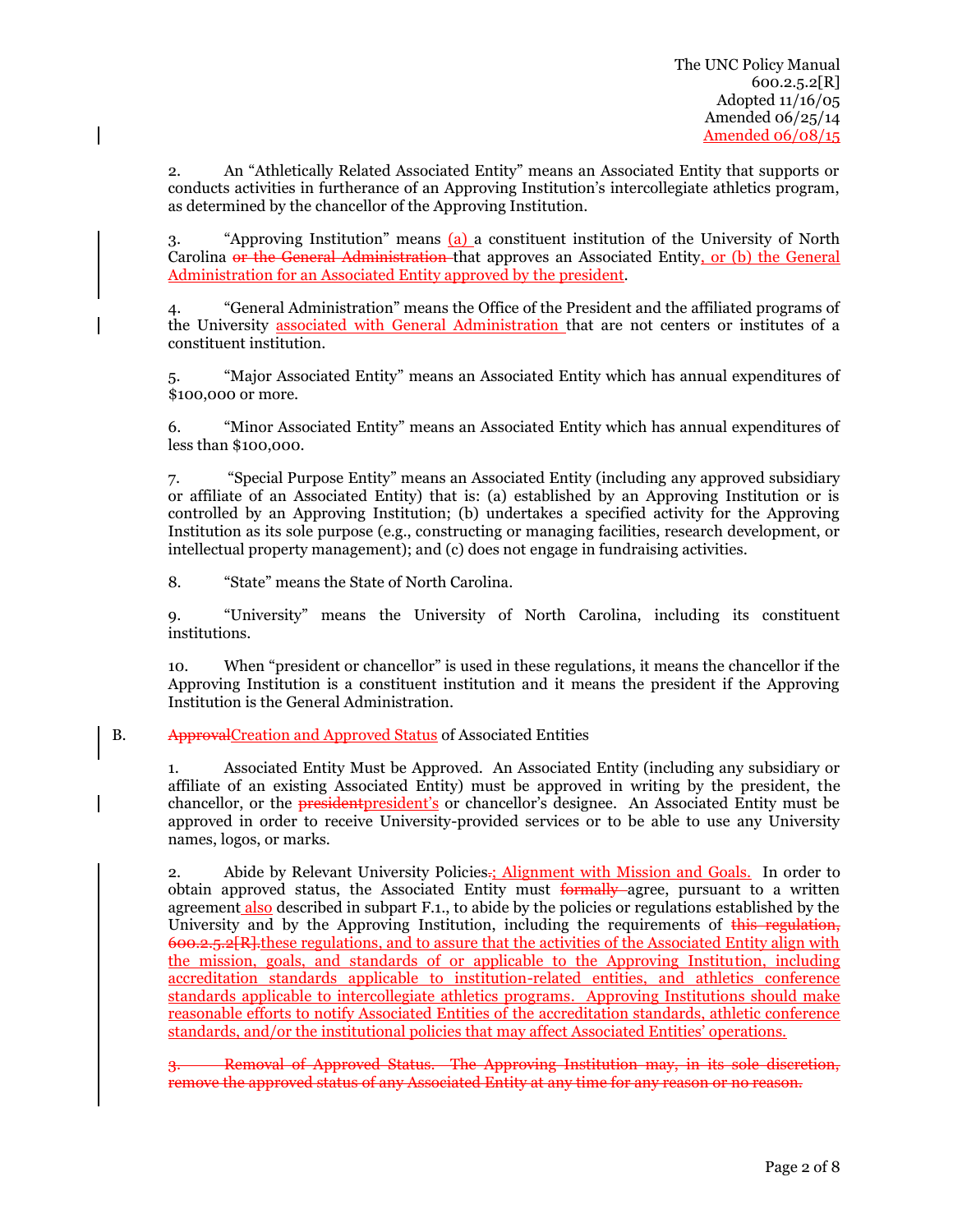2. An "Athletically Related Associated Entity" means an Associated Entity that supports or conducts activities in furtherance of an Approving Institution's intercollegiate athletics program, as determined by the chancellor of the Approving Institution.

3. "Approving Institution" means <u>(a)</u> a constituent institution of the University of North Carolina ~~or the General Administration~~ that approves an Associated Entity<u>, or (b) the General Administration for an Associated Entity approved by the president</u>.

4. "General Administration" means the Office of the President and the affiliated programs of the University <u>associated with General Administration</u> that are not centers or institutes of a constituent institution.

5. "Major Associated Entity" means an Associated Entity which has annual expenditures of $100,000 or more.

6. "Minor Associated Entity" means an Associated Entity which has annual expenditures of less than $100,000.

7. "Special Purpose Entity" means an Associated Entity (including any approved subsidiary or affiliate of an Associated Entity) that is: (a) established by an Approving Institution or is controlled by an Approving Institution; (b) undertakes a specified activity for the Approving Institution as its sole purpose (e.g., constructing or managing facilities, research development, or intellectual property management); and (c) does not engage in fundraising activities.

8. "State" means the State of North Carolina.

9. "University" means the University of North Carolina, including its constituent institutions.

10. When "president or chancellor" is used in these regulations, it means the chancellor if the Approving Institution is a constituent institution and it means the president if the Approving Institution is the General Administration.

B. ~~Approval~~<u>Creation and Approved Status</u> of Associated Entities

1. Associated Entity Must be Approved. An Associated Entity (including any subsidiary or affiliate of an existing Associated Entity) must be approved in writing by the president, the chancellor, or the ~~president~~<u>president's</u> or chancellor's designee. An Associated Entity must be approved in order to receive University-provided services or to be able to use any University names, logos, or marks.

2. Abide by Relevant University Policies~~.~~<u>; Alignment with Mission and Goals.</u> In order to obtain approved status, the Associated Entity must ~~formally~~ agree, pursuant to a written agreement <u>also</u> described in subpart F.1., to abide by the policies or regulations established by the University and by the Approving Institution, including the requirements of ~~this regulation, 600.2.5.2[R].~~<u>these regulations, and to assure that the activities of the Associated Entity align with the mission, goals, and standards of or applicable to the Approving Institution, including accreditation standards applicable to institution-related entities, and athletics conference standards applicable to intercollegiate athletics programs. Approving Institutions should make reasonable efforts to notify Associated Entities of the accreditation standards, athletic conference standards, and/or the institutional policies that may affect Associated Entities' operations.</u>

~~3. Removal of Approved Status. The Approving Institution may, in its sole discretion, remove the approved status of any Associated Entity at any time for any reason or no reason.~~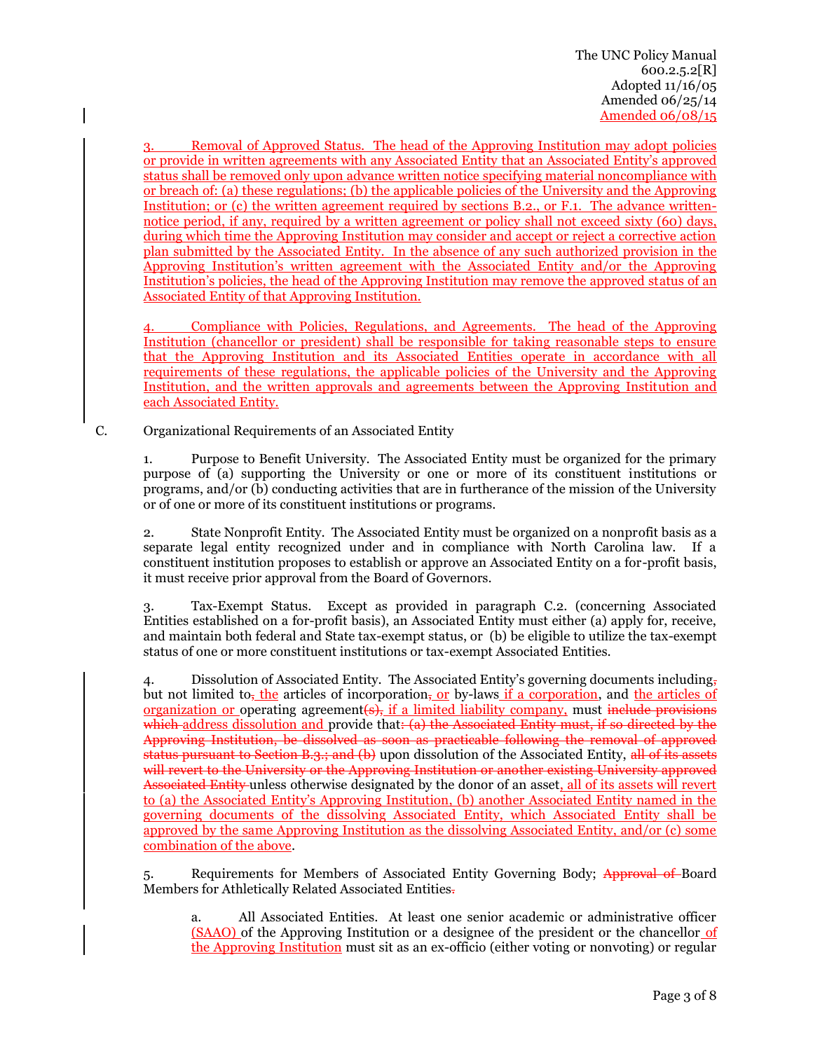3. Removal of Approved Status. The head of the Approving Institution may adopt policies or provide in written agreements with any Associated Entity that an Associated Entity's approved status shall be removed only upon advance written notice specifying material noncompliance with or breach of: (a) these regulations; (b) the applicable policies of the University and the Approving Institution; or (c) the written agreement required by sections B.2., or F.1. The advance written-notice period, if any, required by a written agreement or policy shall not exceed sixty (60) days, during which time the Approving Institution may consider and accept or reject a corrective action plan submitted by the Associated Entity. In the absence of any such authorized provision in the Approving Institution's written agreement with the Associated Entity and/or the Approving Institution's policies, the head of the Approving Institution may remove the approved status of an Associated Entity of that Approving Institution.

4. Compliance with Policies, Regulations, and Agreements. The head of the Approving Institution (chancellor or president) shall be responsible for taking reasonable steps to ensure that the Approving Institution and its Associated Entities operate in accordance with all requirements of these regulations, the applicable policies of the University and the Approving Institution, and the written approvals and agreements between the Approving Institution and each Associated Entity.

C. Organizational Requirements of an Associated Entity

1. Purpose to Benefit University. The Associated Entity must be organized for the primary purpose of (a) supporting the University or one or more of its constituent institutions or programs, and/or (b) conducting activities that are in furtherance of the mission of the University or of one or more of its constituent institutions or programs.

2. State Nonprofit Entity. The Associated Entity must be organized on a nonprofit basis as a separate legal entity recognized under and in compliance with North Carolina law. If a constituent institution proposes to establish or approve an Associated Entity on a for-profit basis, it must receive prior approval from the Board of Governors.

3. Tax-Exempt Status. Except as provided in paragraph C.2. (concerning Associated Entities established on a for-profit basis), an Associated Entity must either (a) apply for, receive, and maintain both federal and State tax-exempt status, or (b) be eligible to utilize the tax-exempt status of one or more constituent institutions or tax-exempt Associated Entities.

4. Dissolution of Associated Entity. The Associated Entity's governing documents including~~,~~ but not limited to~~,~~ the articles of incorporation~~,~~ or by-laws if a corporation, and the articles of organization or operating agreement~~(s),~~ if a limited liability company, must ~~include provisions which~~ address dissolution and provide that~~: (a) the Associated Entity must, if so directed by the Approving Institution, be dissolved as soon as practicable following the removal of approved status pursuant to Section B.3.; and (b)~~ upon dissolution of the Associated Entity, ~~all of its assets will revert to the University or the Approving Institution or another existing University approved Associated Entity~~ unless otherwise designated by the donor of an asset, all of its assets will revert to (a) the Associated Entity's Approving Institution, (b) another Associated Entity named in the governing documents of the dissolving Associated Entity, which Associated Entity shall be approved by the same Approving Institution as the dissolving Associated Entity, and/or (c) some combination of the above.

5. Requirements for Members of Associated Entity Governing Body; ~~Approval of~~ Board Members for Athletically Related Associated Entities~~.~~

a. All Associated Entities. At least one senior academic or administrative officer (SAAO) of the Approving Institution or a designee of the president or the chancellor of the Approving Institution must sit as an ex-officio (either voting or nonvoting) or regular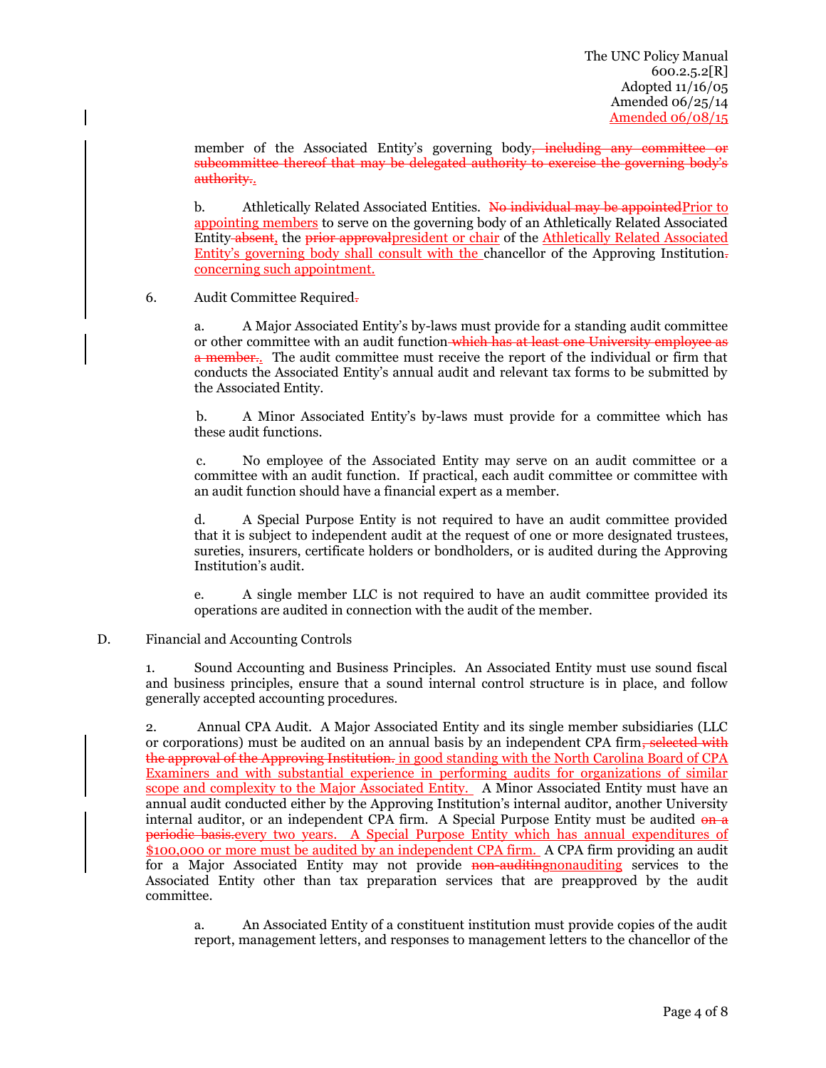member of the Associated Entity's governing body~~, including any committee or subcommittee thereof that may be delegated authority to exercise the governing body's authority.~~<u>.</u>

b. Athletically Related Associated Entities. ~~No individual may be appointed~~<u>Prior to appointing members</u> to serve on the governing body of an Athletically Related Associated Entity~~ absent~~<u>,</u> the ~~prior approval~~<u>president or chair</u> of the <u>Athletically Related Associated Entity's governing body shall consult with the </u>chancellor of the Approving Institution~~.~~ <u>concerning such appointment.</u>

6. Audit Committee Required~~.~~

a. A Major Associated Entity's by-laws must provide for a standing audit committee or other committee with an audit function~~ which has at least one University employee as a member.~~<u>.</u> The audit committee must receive the report of the individual or firm that conducts the Associated Entity's annual audit and relevant tax forms to be submitted by the Associated Entity.

b. A Minor Associated Entity's by-laws must provide for a committee which has these audit functions.

c. No employee of the Associated Entity may serve on an audit committee or a committee with an audit function. If practical, each audit committee or committee with an audit function should have a financial expert as a member.

d. A Special Purpose Entity is not required to have an audit committee provided that it is subject to independent audit at the request of one or more designated trustees, sureties, insurers, certificate holders or bondholders, or is audited during the Approving Institution's audit.

e. A single member LLC is not required to have an audit committee provided its operations are audited in connection with the audit of the member.

D. Financial and Accounting Controls

1. Sound Accounting and Business Principles. An Associated Entity must use sound fiscal and business principles, ensure that a sound internal control structure is in place, and follow generally accepted accounting procedures.

2. Annual CPA Audit. A Major Associated Entity and its single member subsidiaries (LLC or corporations) must be audited on an annual basis by an independent CPA firm~~, selected with the approval of the Approving Institution.~~ <u>in good standing with the North Carolina Board of CPA Examiners and with substantial experience in performing audits for organizations of similar scope and complexity to the Major Associated Entity.</u> A Minor Associated Entity must have an annual audit conducted either by the Approving Institution's internal auditor, another University internal auditor, or an independent CPA firm. A Special Purpose Entity must be audited ~~on a periodic basis.~~<u>every two years. A Special Purpose Entity which has annual expenditures of $100,000 or more must be audited by an independent CPA firm.</u> A CPA firm providing an audit for a Major Associated Entity may not provide ~~non-auditing~~<u>nonauditing</u> services to the Associated Entity other than tax preparation services that are preapproved by the audit committee.

a. An Associated Entity of a constituent institution must provide copies of the audit report, management letters, and responses to management letters to the chancellor of the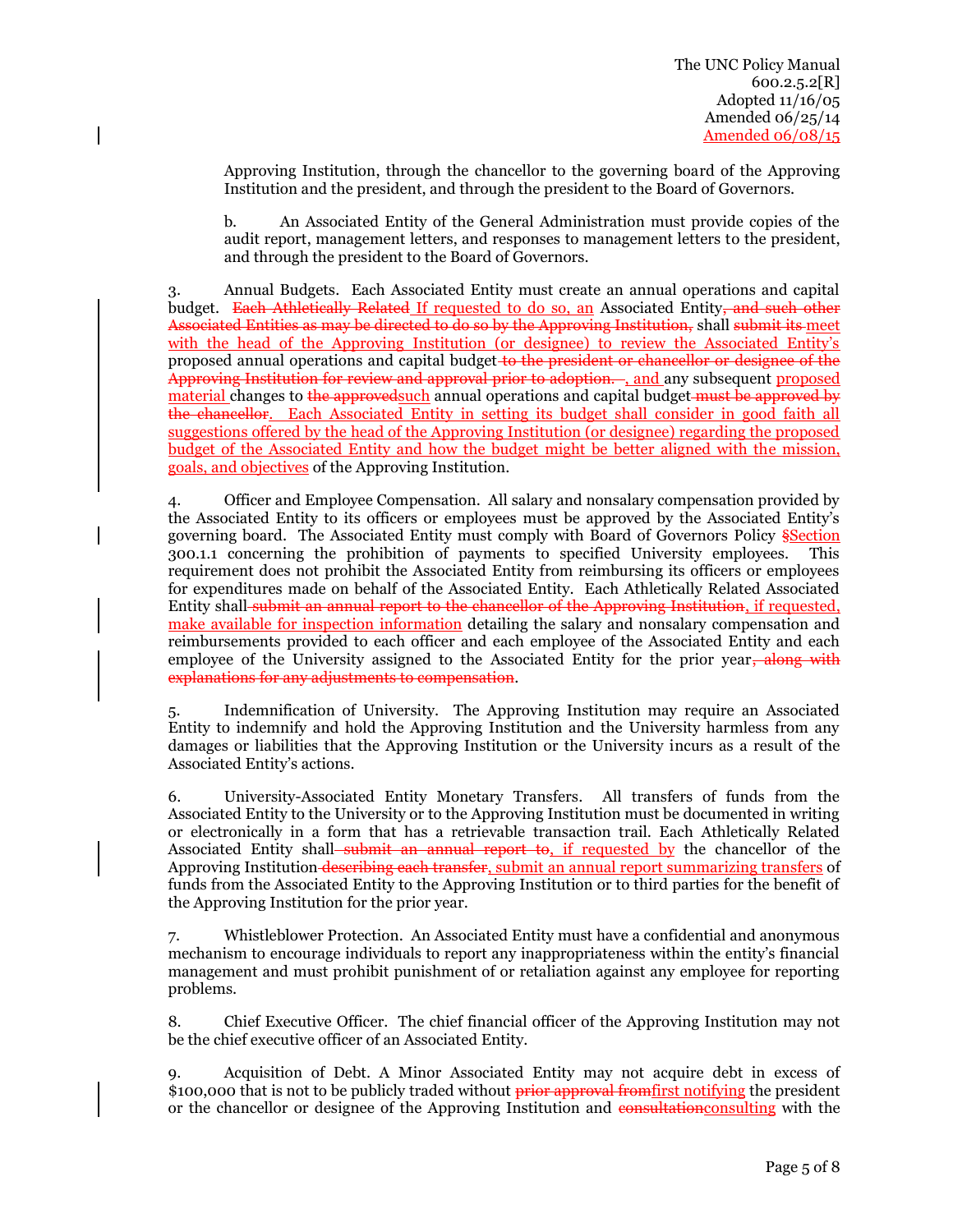Approving Institution, through the chancellor to the governing board of the Approving Institution and the president, and through the president to the Board of Governors.

b. An Associated Entity of the General Administration must provide copies of the audit report, management letters, and responses to management letters to the president, and through the president to the Board of Governors.

3. Annual Budgets. Each Associated Entity must create an annual operations and capital budget. ~~Each Athletically Related~~ <u>If requested to do so, an</u> Associated Entity~~, and such other Associated Entities as may be directed to do so by the Approving Institution,~~ shall ~~submit its~~ <u>meet with the head of the Approving Institution (or designee) to review the Associated Entity's</u> proposed annual operations and capital budget ~~to the president or chancellor or designee of the Approving Institution for review and approval prior to adoption.~~ <u>, and</u> any subsequent <u>proposed material</u> changes to ~~the approved~~<u>such</u> annual operations and capital budget ~~must be approved by the chancellor~~. <u>Each Associated Entity in setting its budget shall consider in good faith all suggestions offered by the head of the Approving Institution (or designee) regarding the proposed budget of the Associated Entity and how the budget might be better aligned with the mission, goals, and objectives</u> of the Approving Institution.

4. Officer and Employee Compensation. All salary and nonsalary compensation provided by the Associated Entity to its officers or employees must be approved by the Associated Entity's governing board. The Associated Entity must comply with Board of Governors Policy ~~§~~<u>Section</u> 300.1.1 concerning the prohibition of payments to specified University employees. This requirement does not prohibit the Associated Entity from reimbursing its officers or employees for expenditures made on behalf of the Associated Entity. Each Athletically Related Associated Entity shall ~~submit an annual report to the chancellor of the Approving Institution~~<u>, if requested, make available for inspection information</u> detailing the salary and nonsalary compensation and reimbursements provided to each officer and each employee of the Associated Entity and each employee of the University assigned to the Associated Entity for the prior year~~, along with explanations for any adjustments to compensation~~.

5. Indemnification of University. The Approving Institution may require an Associated Entity to indemnify and hold the Approving Institution and the University harmless from any damages or liabilities that the Approving Institution or the University incurs as a result of the Associated Entity's actions.

6. University-Associated Entity Monetary Transfers. All transfers of funds from the Associated Entity to the University or to the Approving Institution must be documented in writing or electronically in a form that has a retrievable transaction trail. Each Athletically Related Associated Entity shall ~~submit an annual report to~~<u>, if requested by</u> the chancellor of the Approving Institution ~~describing each transfer~~<u>, submit an annual report summarizing transfers</u> of funds from the Associated Entity to the Approving Institution or to third parties for the benefit of the Approving Institution for the prior year.

7. Whistleblower Protection. An Associated Entity must have a confidential and anonymous mechanism to encourage individuals to report any inappropriateness within the entity's financial management and must prohibit punishment of or retaliation against any employee for reporting problems.

8. Chief Executive Officer. The chief financial officer of the Approving Institution may not be the chief executive officer of an Associated Entity.

9. Acquisition of Debt. A Minor Associated Entity may not acquire debt in excess of $100,000 that is not to be publicly traded without ~~prior approval from~~<u>first notifying</u> the president or the chancellor or designee of the Approving Institution and ~~consultation~~<u>consulting</u> with the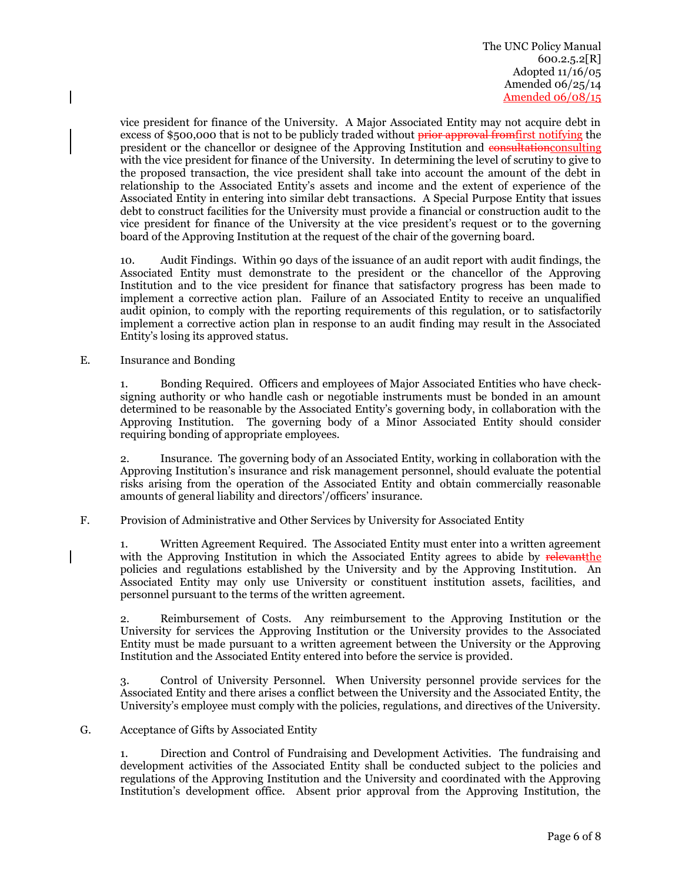vice president for finance of the University. A Major Associated Entity may not acquire debt in excess of $500,000 that is not to be publicly traded without ~~prior approval from~~first notifying the president or the chancellor or designee of the Approving Institution and ~~consultation~~consulting with the vice president for finance of the University. In determining the level of scrutiny to give to the proposed transaction, the vice president shall take into account the amount of the debt in relationship to the Associated Entity's assets and income and the extent of experience of the Associated Entity in entering into similar debt transactions. A Special Purpose Entity that issues debt to construct facilities for the University must provide a financial or construction audit to the vice president for finance of the University at the vice president's request or to the governing board of the Approving Institution at the request of the chair of the governing board.

10. Audit Findings. Within 90 days of the issuance of an audit report with audit findings, the Associated Entity must demonstrate to the president or the chancellor of the Approving Institution and to the vice president for finance that satisfactory progress has been made to implement a corrective action plan. Failure of an Associated Entity to receive an unqualified audit opinion, to comply with the reporting requirements of this regulation, or to satisfactorily implement a corrective action plan in response to an audit finding may result in the Associated Entity's losing its approved status.

E. Insurance and Bonding

1. Bonding Required. Officers and employees of Major Associated Entities who have check-signing authority or who handle cash or negotiable instruments must be bonded in an amount determined to be reasonable by the Associated Entity's governing body, in collaboration with the Approving Institution. The governing body of a Minor Associated Entity should consider requiring bonding of appropriate employees.

2. Insurance. The governing body of an Associated Entity, working in collaboration with the Approving Institution's insurance and risk management personnel, should evaluate the potential risks arising from the operation of the Associated Entity and obtain commercially reasonable amounts of general liability and directors'/officers' insurance.

F. Provision of Administrative and Other Services by University for Associated Entity

1. Written Agreement Required. The Associated Entity must enter into a written agreement with the Approving Institution in which the Associated Entity agrees to abide by ~~relevant~~the policies and regulations established by the University and by the Approving Institution. An Associated Entity may only use University or constituent institution assets, facilities, and personnel pursuant to the terms of the written agreement.

2. Reimbursement of Costs. Any reimbursement to the Approving Institution or the University for services the Approving Institution or the University provides to the Associated Entity must be made pursuant to a written agreement between the University or the Approving Institution and the Associated Entity entered into before the service is provided.

3. Control of University Personnel. When University personnel provide services for the Associated Entity and there arises a conflict between the University and the Associated Entity, the University's employee must comply with the policies, regulations, and directives of the University.

G. Acceptance of Gifts by Associated Entity

1. Direction and Control of Fundraising and Development Activities. The fundraising and development activities of the Associated Entity shall be conducted subject to the policies and regulations of the Approving Institution and the University and coordinated with the Approving Institution's development office. Absent prior approval from the Approving Institution, the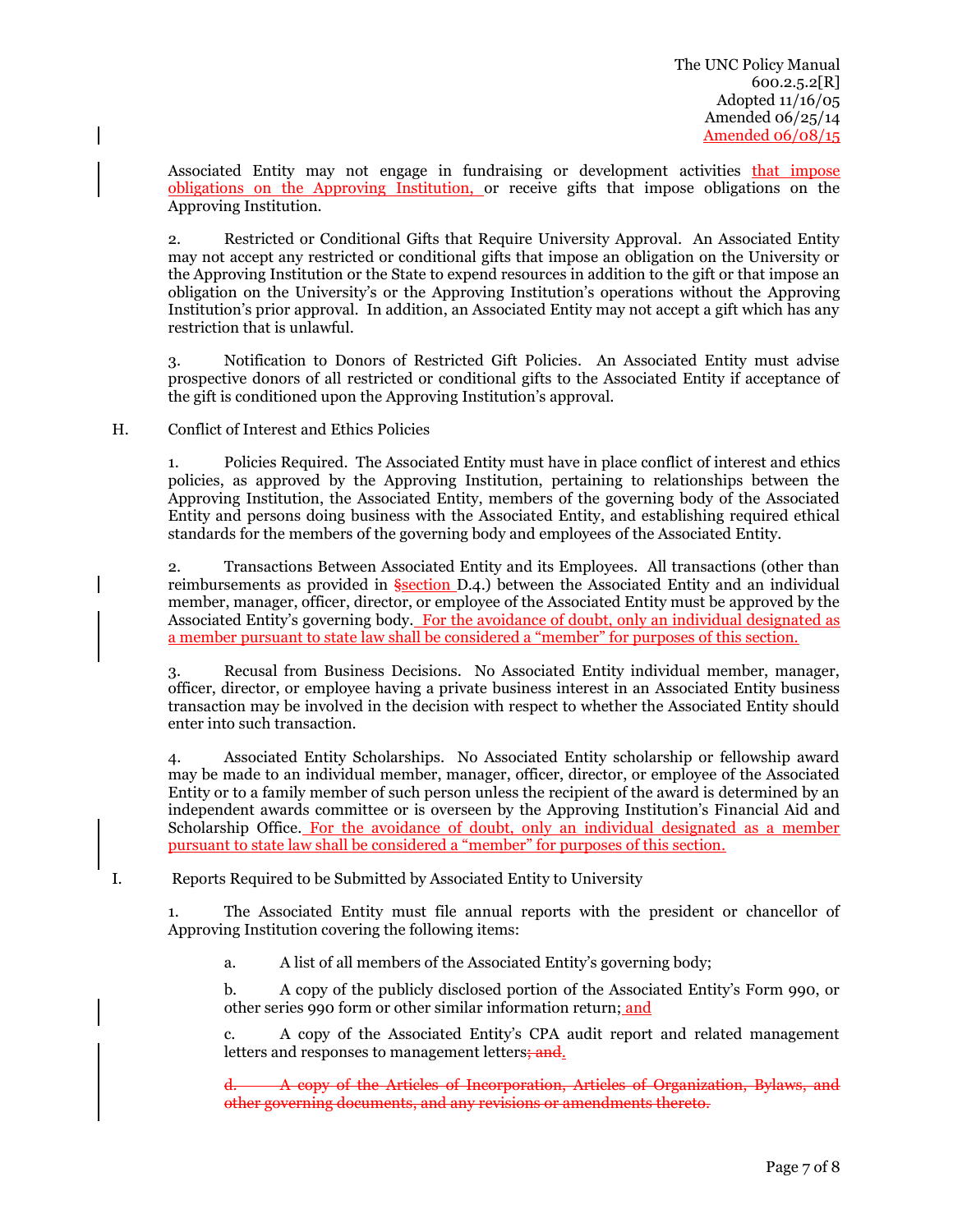Associated Entity may not engage in fundraising or development activities that impose obligations on the Approving Institution, or receive gifts that impose obligations on the Approving Institution.

2. Restricted or Conditional Gifts that Require University Approval. An Associated Entity may not accept any restricted or conditional gifts that impose an obligation on the University or the Approving Institution or the State to expend resources in addition to the gift or that impose an obligation on the University's or the Approving Institution's operations without the Approving Institution's prior approval. In addition, an Associated Entity may not accept a gift which has any restriction that is unlawful.

3. Notification to Donors of Restricted Gift Policies. An Associated Entity must advise prospective donors of all restricted or conditional gifts to the Associated Entity if acceptance of the gift is conditioned upon the Approving Institution's approval.

H. Conflict of Interest and Ethics Policies

1. Policies Required. The Associated Entity must have in place conflict of interest and ethics policies, as approved by the Approving Institution, pertaining to relationships between the Approving Institution, the Associated Entity, members of the governing body of the Associated Entity and persons doing business with the Associated Entity, and establishing required ethical standards for the members of the governing body and employees of the Associated Entity.

2. Transactions Between Associated Entity and its Employees. All transactions (other than reimbursements as provided in ~~§~~section D.4.) between the Associated Entity and an individual member, manager, officer, director, or employee of the Associated Entity must be approved by the Associated Entity's governing body. For the avoidance of doubt, only an individual designated as a member pursuant to state law shall be considered a "member" for purposes of this section.

3. Recusal from Business Decisions. No Associated Entity individual member, manager, officer, director, or employee having a private business interest in an Associated Entity business transaction may be involved in the decision with respect to whether the Associated Entity should enter into such transaction.

4. Associated Entity Scholarships. No Associated Entity scholarship or fellowship award may be made to an individual member, manager, officer, director, or employee of the Associated Entity or to a family member of such person unless the recipient of the award is determined by an independent awards committee or is overseen by the Approving Institution's Financial Aid and Scholarship Office. For the avoidance of doubt, only an individual designated as a member pursuant to state law shall be considered a "member" for purposes of this section.

I. Reports Required to be Submitted by Associated Entity to University

1. The Associated Entity must file annual reports with the president or chancellor of Approving Institution covering the following items:

a. A list of all members of the Associated Entity's governing body;

b. A copy of the publicly disclosed portion of the Associated Entity's Form 990, or other series 990 form or other similar information return; and

c. A copy of the Associated Entity's CPA audit report and related management letters and responses to management letters~~; and~~.

~~d. A copy of the Articles of Incorporation, Articles of Organization, Bylaws, and other governing documents, and any revisions or amendments thereto.~~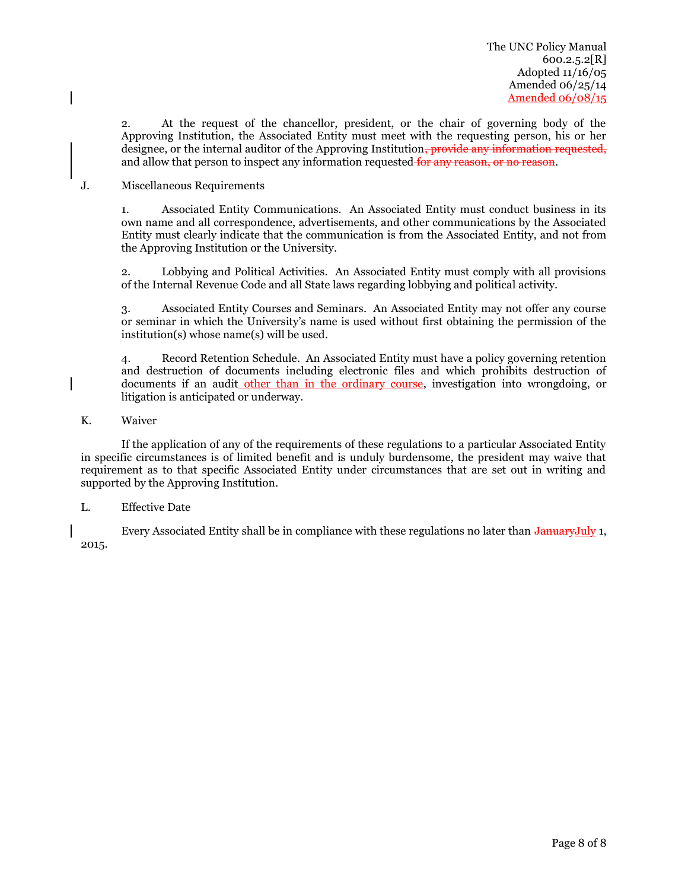The UNC Policy Manual
600.2.5.2[R]
Adopted 11/16/05
Amended 06/25/14
Amended 06/08/15

2. At the request of the chancellor, president, or the chair of governing body of the Approving Institution, the Associated Entity must meet with the requesting person, his or her designee, or the internal auditor of the Approving Institution~~, provide any information requested,~~ and allow that person to inspect any information requested~~ for any reason, or no reason~~.

J. Miscellaneous Requirements

1. Associated Entity Communications. An Associated Entity must conduct business in its own name and all correspondence, advertisements, and other communications by the Associated Entity must clearly indicate that the communication is from the Associated Entity, and not from the Approving Institution or the University.

2. Lobbying and Political Activities. An Associated Entity must comply with all provisions of the Internal Revenue Code and all State laws regarding lobbying and political activity.

3. Associated Entity Courses and Seminars. An Associated Entity may not offer any course or seminar in which the University's name is used without first obtaining the permission of the institution(s) whose name(s) will be used.

4. Record Retention Schedule. An Associated Entity must have a policy governing retention and destruction of documents including electronic files and which prohibits destruction of documents if an audit other than in the ordinary course, investigation into wrongdoing, or litigation is anticipated or underway.

K. Waiver

If the application of any of the requirements of these regulations to a particular Associated Entity in specific circumstances is of limited benefit and is unduly burdensome, the president may waive that requirement as to that specific Associated Entity under circumstances that are set out in writing and supported by the Approving Institution.

L. Effective Date

Every Associated Entity shall be in compliance with these regulations no later than ~~January~~July 1, 2015.